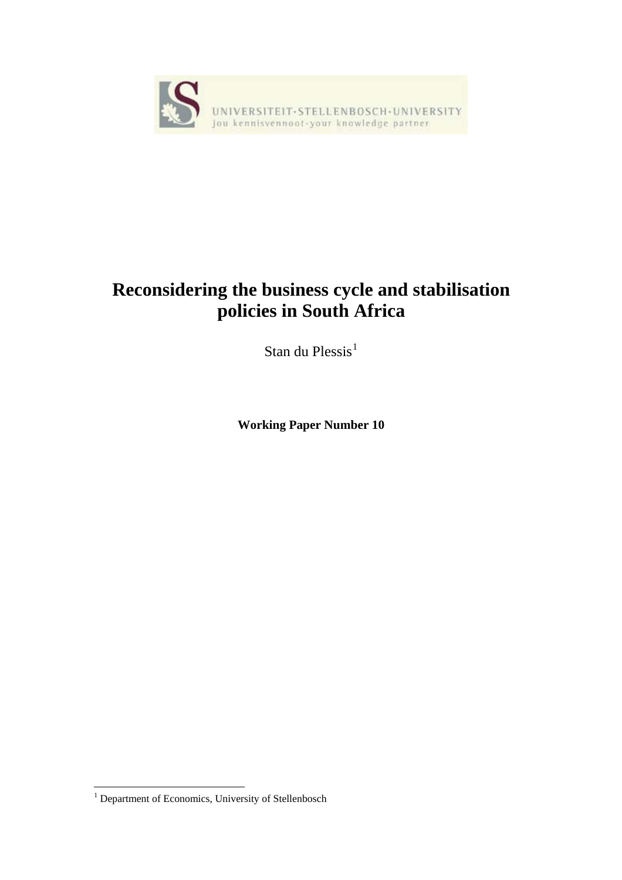UNIVERSITEIT·STELLENBOSCH·UNIVERSITY
jou kennisvennoot·your knowledge partner

# Reconsidering the business cycle and stabilisation policies in South Africa

Stan du Plessis[1]

**Working Paper Number 10**

[1] Department of Economics, University of Stellenbosch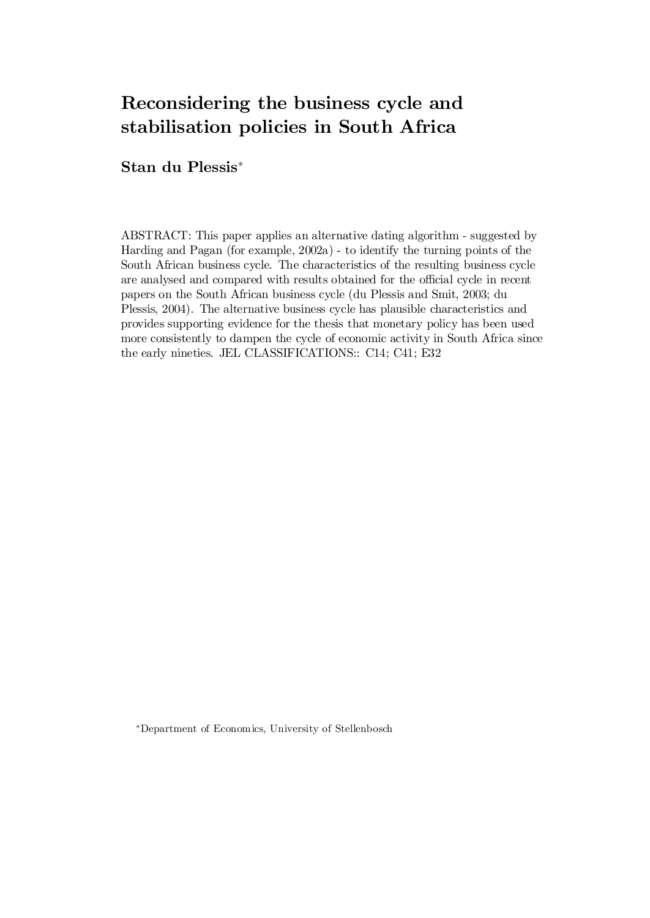# Reconsidering the business cycle and stabilisation policies in South Africa

**Stan du Plessis**[*]

ABSTRACT: This paper applies an alternative dating algorithm - suggested by Harding and Pagan (for example, 2002a) - to identify the turning points of the South African business cycle. The characteristics of the resulting business cycle are analysed and compared with results obtained for the official cycle in recent papers on the South African business cycle (du Plessis and Smit, 2003; du Plessis, 2004). The alternative business cycle has plausible characteristics and provides supporting evidence for the thesis that monetary policy has been used more consistently to dampen the cycle of economic activity in South Africa since the early nineties. JEL CLASSIFICATIONS:: C14; C41; E32

[*]Department of Economics, University of Stellenbosch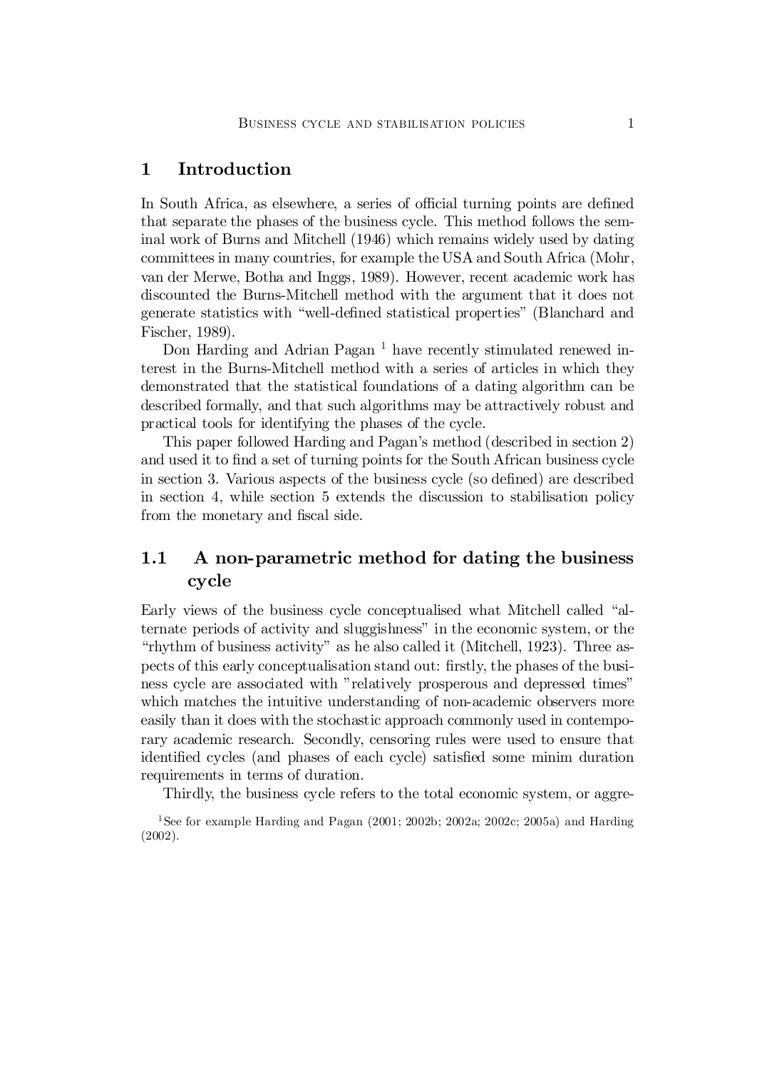# 1 Introduction

In South Africa, as elsewhere, a series of official turning points are defined that separate the phases of the business cycle. This method follows the seminal work of Burns and Mitchell (1946) which remains widely used by dating committees in many countries, for example the USA and South Africa (Mohr, van der Merwe, Botha and Inggs, 1989). However, recent academic work has discounted the Burns-Mitchell method with the argument that it does not generate statistics with "well-defined statistical properties" (Blanchard and Fischer, 1989).

Don Harding and Adrian Pagan [1] have recently stimulated renewed interest in the Burns-Mitchell method with a series of articles in which they demonstrated that the statistical foundations of a dating algorithm can be described formally, and that such algorithms may be attractively robust and practical tools for identifying the phases of the cycle.

This paper followed Harding and Pagan's method (described in section 2) and used it to find a set of turning points for the South African business cycle in section 3. Various aspects of the business cycle (so defined) are described in section 4, while section 5 extends the discussion to stabilisation policy from the monetary and fiscal side.

## 1.1 A non-parametric method for dating the business cycle

Early views of the business cycle conceptualised what Mitchell called "alternate periods of activity and sluggishness" in the economic system, or the "rhythm of business activity" as he also called it (Mitchell, 1923). Three aspects of this early conceptualisation stand out: firstly, the phases of the business cycle are associated with "relatively prosperous and depressed times" which matches the intuitive understanding of non-academic observers more easily than it does with the stochastic approach commonly used in contemporary academic research. Secondly, censoring rules were used to ensure that identified cycles (and phases of each cycle) satisfied some minim duration requirements in terms of duration.

Thirdly, the business cycle refers to the total economic system, or aggre-

[1] See for example Harding and Pagan (2001; 2002b; 2002a; 2002c; 2005a) and Harding (2002).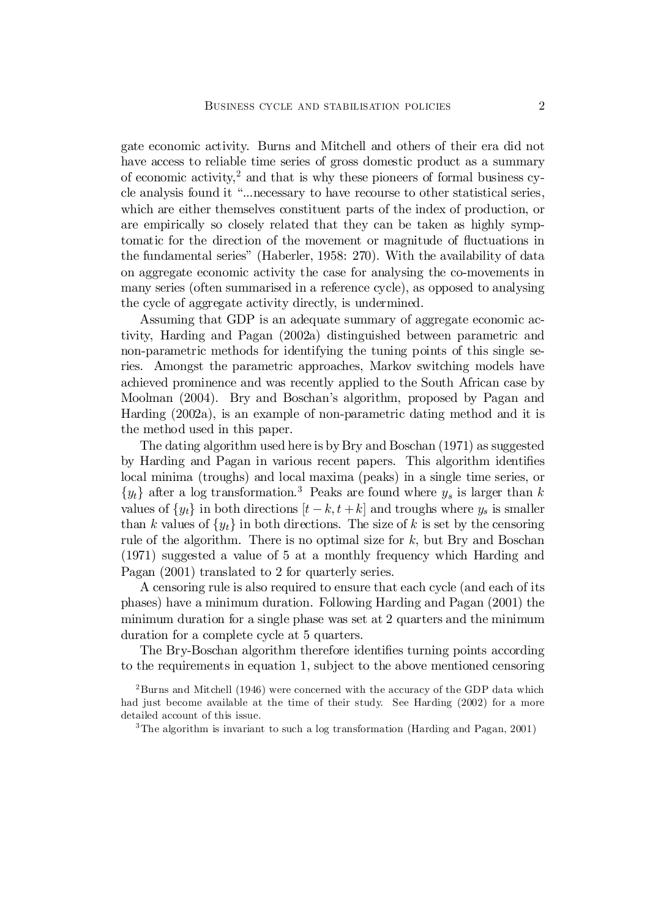gate economic activity. Burns and Mitchell and others of their era did not have access to reliable time series of gross domestic product as a summary of economic activity,[2] and that is why these pioneers of formal business cycle analysis found it "...necessary to have recourse to other statistical series, which are either themselves constituent parts of the index of production, or are empirically so closely related that they can be taken as highly symptomatic for the direction of the movement or magnitude of fluctuations in the fundamental series" (Haberler, 1958: 270). With the availability of data on aggregate economic activity the case for analysing the co-movements in many series (often summarised in a reference cycle), as opposed to analysing the cycle of aggregate activity directly, is undermined.

Assuming that GDP is an adequate summary of aggregate economic activity, Harding and Pagan (2002a) distinguished between parametric and non-parametric methods for identifying the tuning points of this single series. Amongst the parametric approaches, Markov switching models have achieved prominence and was recently applied to the South African case by Moolman (2004). Bry and Boschan's algorithm, proposed by Pagan and Harding (2002a), is an example of non-parametric dating method and it is the method used in this paper.

The dating algorithm used here is by Bry and Boschan (1971) as suggested by Harding and Pagan in various recent papers. This algorithm identifies local minima (troughs) and local maxima (peaks) in a single time series, or $\{y_t\}$ after a log transformation.[3] Peaks are found where $y_s$ is larger than $k$ values of $\{y_t\}$ in both directions $[t-k, t+k]$ and troughs where $y_s$ is smaller than $k$ values of $\{y_t\}$ in both directions. The size of $k$ is set by the censoring rule of the algorithm. There is no optimal size for $k$, but Bry and Boschan (1971) suggested a value of 5 at a monthly frequency which Harding and Pagan (2001) translated to 2 for quarterly series.

A censoring rule is also required to ensure that each cycle (and each of its phases) have a minimum duration. Following Harding and Pagan (2001) the minimum duration for a single phase was set at 2 quarters and the minimum duration for a complete cycle at 5 quarters.

The Bry-Boschan algorithm therefore identifies turning points according to the requirements in equation 1, subject to the above mentioned censoring

[2] Burns and Mitchell (1946) were concerned with the accuracy of the GDP data which had just become available at the time of their study. See Harding (2002) for a more detailed account of this issue.

[3] The algorithm is invariant to such a log transformation (Harding and Pagan, 2001)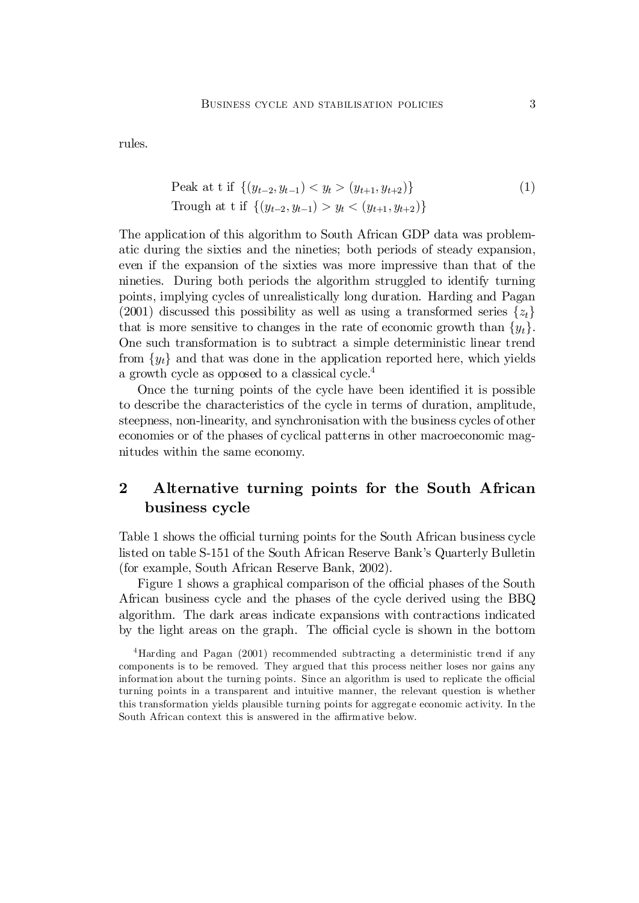rules.

$$
\begin{aligned}
&\text{Peak at t if } \{(y_{t-2}, y_{t-1}) < y_t > (y_{t+1}, y_{t+2})\} \\
&\text{Trough at t if } \{(y_{t-2}, y_{t-1}) > y_t < (y_{t+1}, y_{t+2})\}
\end{aligned} \tag{1}
$$

The application of this algorithm to South African GDP data was problematic during the sixties and the nineties; both periods of steady expansion, even if the expansion of the sixties was more impressive than that of the nineties. During both periods the algorithm struggled to identify turning points, implying cycles of unrealistically long duration. Harding and Pagan (2001) discussed this possibility as well as using a transformed series $\{z_t\}$ that is more sensitive to changes in the rate of economic growth than $\{y_t\}$. One such transformation is to subtract a simple deterministic linear trend from $\{y_t\}$ and that was done in the application reported here, which yields a growth cycle as opposed to a classical cycle.[4]

Once the turning points of the cycle have been identified it is possible to describe the characteristics of the cycle in terms of duration, amplitude, steepness, non-linearity, and synchronisation with the business cycles of other economies or of the phases of cyclical patterns in other macroeconomic magnitudes within the same economy.

## 2 Alternative turning points for the South African business cycle

Table 1 shows the official turning points for the South African business cycle listed on table S-151 of the South African Reserve Bank's Quarterly Bulletin (for example, South African Reserve Bank, 2002).

Figure 1 shows a graphical comparison of the official phases of the South African business cycle and the phases of the cycle derived using the BBQ algorithm. The dark areas indicate expansions with contractions indicated by the light areas on the graph. The official cycle is shown in the bottom

[4] Harding and Pagan (2001) recommended subtracting a deterministic trend if any components is to be removed. They argued that this process neither loses nor gains any information about the turning points. Since an algorithm is used to replicate the official turning points in a transparent and intuitive manner, the relevant question is whether this transformation yields plausible turning points for aggregate economic activity. In the South African context this is answered in the affirmative below.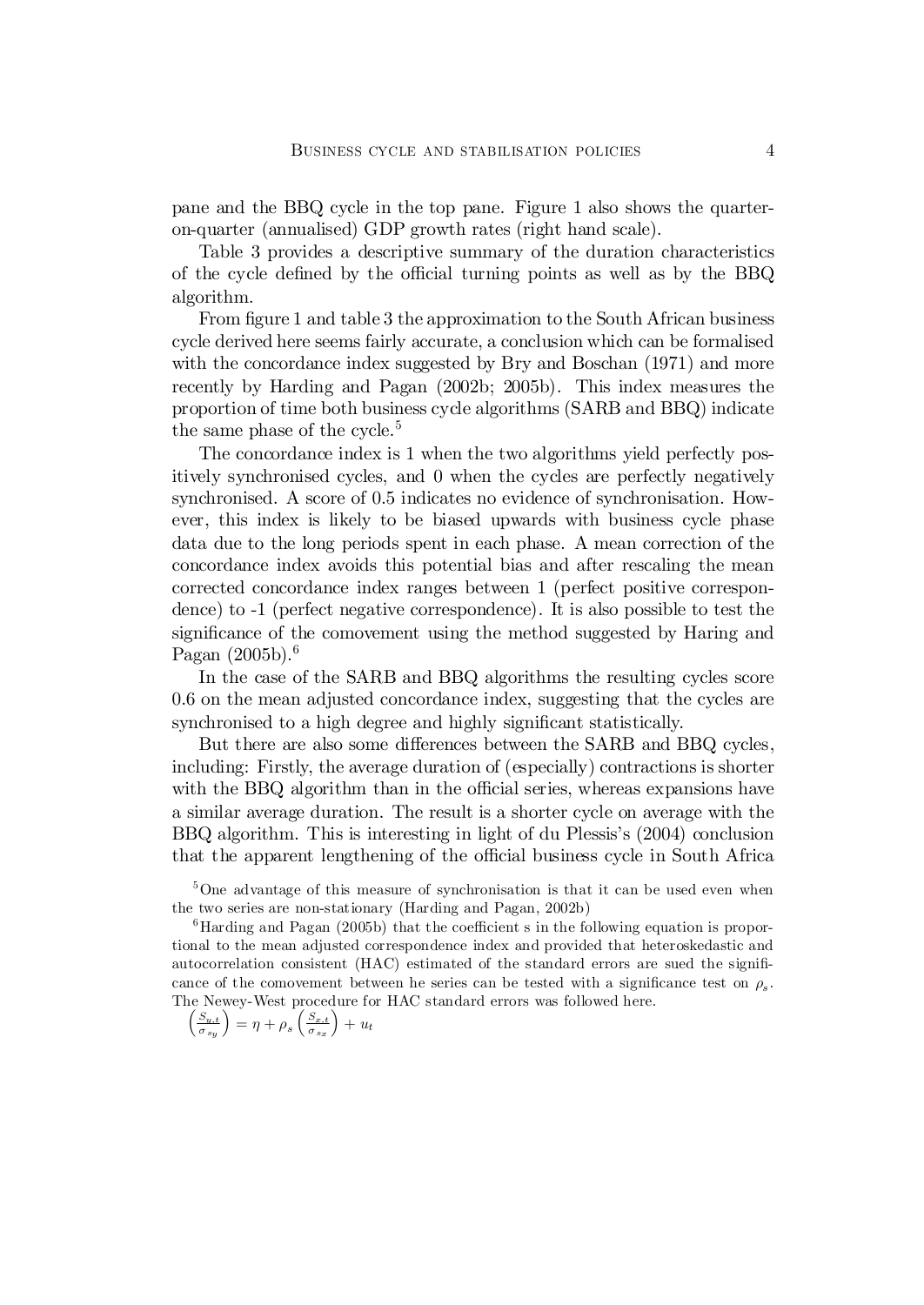pane and the BBQ cycle in the top pane. Figure 1 also shows the quarter-on-quarter (annualised) GDP growth rates (right hand scale).

Table 3 provides a descriptive summary of the duration characteristics of the cycle defined by the official turning points as well as by the BBQ algorithm.

From figure 1 and table 3 the approximation to the South African business cycle derived here seems fairly accurate, a conclusion which can be formalised with the concordance index suggested by Bry and Boschan (1971) and more recently by Harding and Pagan (2002b; 2005b). This index measures the proportion of time both business cycle algorithms (SARB and BBQ) indicate the same phase of the cycle.[5]

The concordance index is 1 when the two algorithms yield perfectly positively synchronised cycles, and 0 when the cycles are perfectly negatively synchronised. A score of 0.5 indicates no evidence of synchronisation. However, this index is likely to be biased upwards with business cycle phase data due to the long periods spent in each phase. A mean correction of the concordance index avoids this potential bias and after rescaling the mean corrected concordance index ranges between 1 (perfect positive correspondence) to -1 (perfect negative correspondence). It is also possible to test the significance of the comovement using the method suggested by Haring and Pagan (2005b).[6]

In the case of the SARB and BBQ algorithms the resulting cycles score 0.6 on the mean adjusted concordance index, suggesting that the cycles are synchronised to a high degree and highly significant statistically.

But there are also some differences between the SARB and BBQ cycles, including: Firstly, the average duration of (especially) contractions is shorter with the BBQ algorithm than in the official series, whereas expansions have a similar average duration. The result is a shorter cycle on average with the BBQ algorithm. This is interesting in light of du Plessis's (2004) conclusion that the apparent lengthening of the official business cycle in South Africa

[5] One advantage of this measure of synchronisation is that it can be used even when the two series are non-stationary (Harding and Pagan, 2002b)

[6] Harding and Pagan (2005b) that the coefficient s in the following equation is proportional to the mean adjusted correspondence index and provided that heteroskedastic and autocorrelation consistent (HAC) estimated of the standard errors are sued the significance of the comovement between he series can be tested with a significance test on $\rho_s$. The Newey-West procedure for HAC standard errors was followed here.

$$\left(\frac{S_{y,t}}{\sigma_{sy}}\right) = \eta + \rho_s \left(\frac{S_{x,t}}{\sigma_{sx}}\right) + u_t$$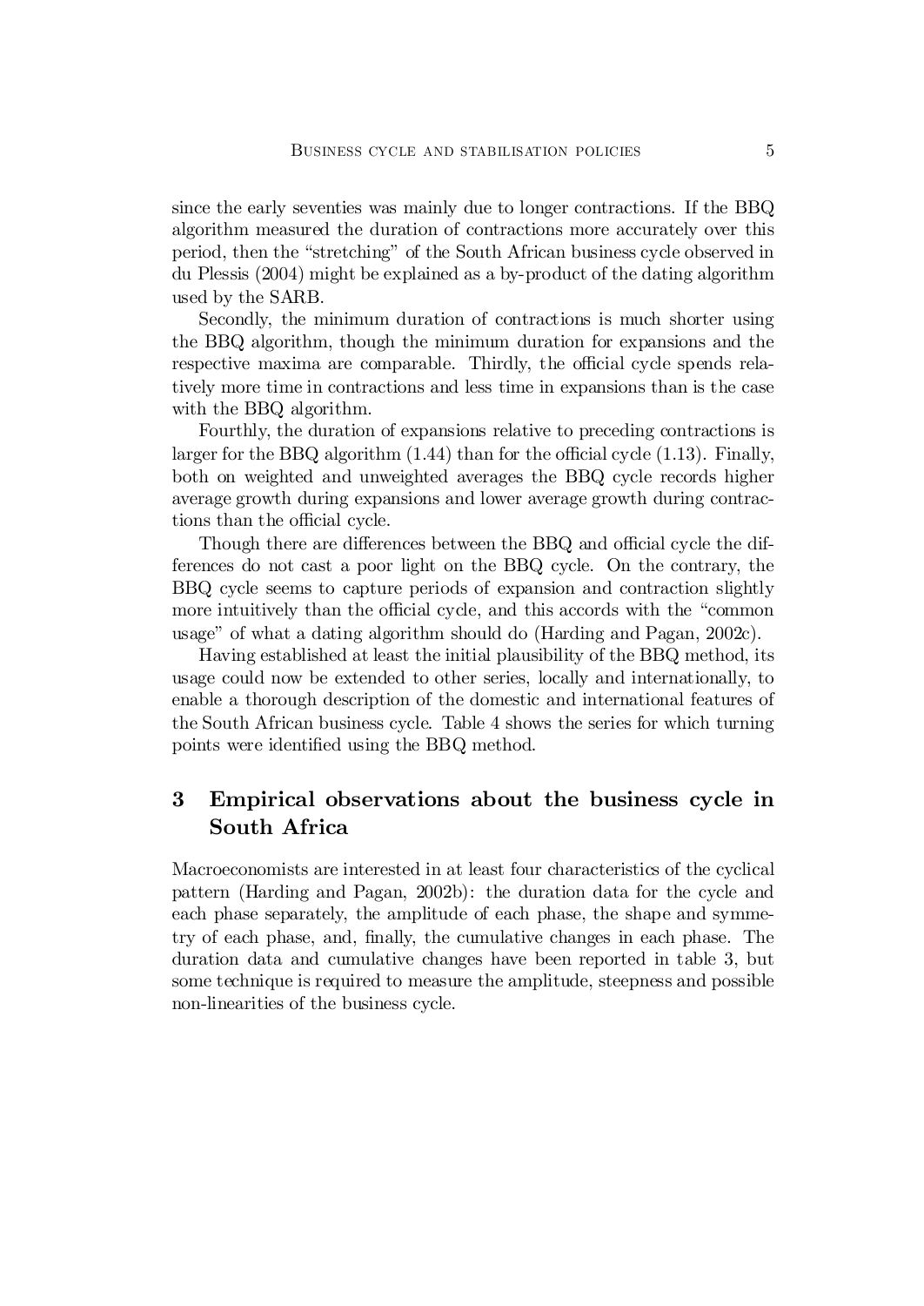since the early seventies was mainly due to longer contractions. If the BBQ algorithm measured the duration of contractions more accurately over this period, then the "stretching" of the South African business cycle observed in du Plessis (2004) might be explained as a by-product of the dating algorithm used by the SARB.

Secondly, the minimum duration of contractions is much shorter using the BBQ algorithm, though the minimum duration for expansions and the respective maxima are comparable. Thirdly, the official cycle spends relatively more time in contractions and less time in expansions than is the case with the BBQ algorithm.

Fourthly, the duration of expansions relative to preceding contractions is larger for the BBQ algorithm (1.44) than for the official cycle (1.13). Finally, both on weighted and unweighted averages the BBQ cycle records higher average growth during expansions and lower average growth during contractions than the official cycle.

Though there are differences between the BBQ and official cycle the differences do not cast a poor light on the BBQ cycle. On the contrary, the BBQ cycle seems to capture periods of expansion and contraction slightly more intuitively than the official cycle, and this accords with the "common usage" of what a dating algorithm should do (Harding and Pagan, 2002c).

Having established at least the initial plausibility of the BBQ method, its usage could now be extended to other series, locally and internationally, to enable a thorough description of the domestic and international features of the South African business cycle. Table 4 shows the series for which turning points were identified using the BBQ method.

## 3 Empirical observations about the business cycle in South Africa

Macroeconomists are interested in at least four characteristics of the cyclical pattern (Harding and Pagan, 2002b): the duration data for the cycle and each phase separately, the amplitude of each phase, the shape and symmetry of each phase, and, finally, the cumulative changes in each phase. The duration data and cumulative changes have been reported in table 3, but some technique is required to measure the amplitude, steepness and possible non-linearities of the business cycle.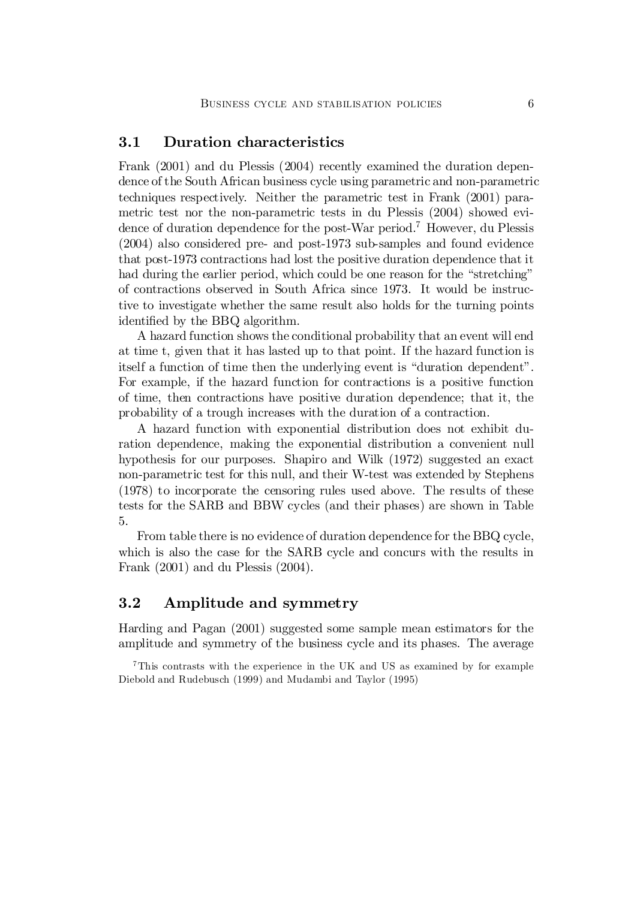## 3.1 Duration characteristics

Frank (2001) and du Plessis (2004) recently examined the duration dependence of the South African business cycle using parametric and non-parametric techniques respectively. Neither the parametric test in Frank (2001) parametric test nor the non-parametric tests in du Plessis (2004) showed evidence of duration dependence for the post-War period.[7] However, du Plessis (2004) also considered pre- and post-1973 sub-samples and found evidence that post-1973 contractions had lost the positive duration dependence that it had during the earlier period, which could be one reason for the "stretching" of contractions observed in South Africa since 1973. It would be instructive to investigate whether the same result also holds for the turning points identified by the BBQ algorithm.

A hazard function shows the conditional probability that an event will end at time t, given that it has lasted up to that point. If the hazard function is itself a function of time then the underlying event is "duration dependent". For example, if the hazard function for contractions is a positive function of time, then contractions have positive duration dependence; that it, the probability of a trough increases with the duration of a contraction.

A hazard function with exponential distribution does not exhibit duration dependence, making the exponential distribution a convenient null hypothesis for our purposes. Shapiro and Wilk (1972) suggested an exact non-parametric test for this null, and their W-test was extended by Stephens (1978) to incorporate the censoring rules used above. The results of these tests for the SARB and BBW cycles (and their phases) are shown in Table 5.

From table there is no evidence of duration dependence for the BBQ cycle, which is also the case for the SARB cycle and concurs with the results in Frank (2001) and du Plessis (2004).

## 3.2 Amplitude and symmetry

Harding and Pagan (2001) suggested some sample mean estimators for the amplitude and symmetry of the business cycle and its phases. The average

[7] This contrasts with the experience in the UK and US as examined by for example Diebold and Rudebusch (1999) and Mudambi and Taylor (1995)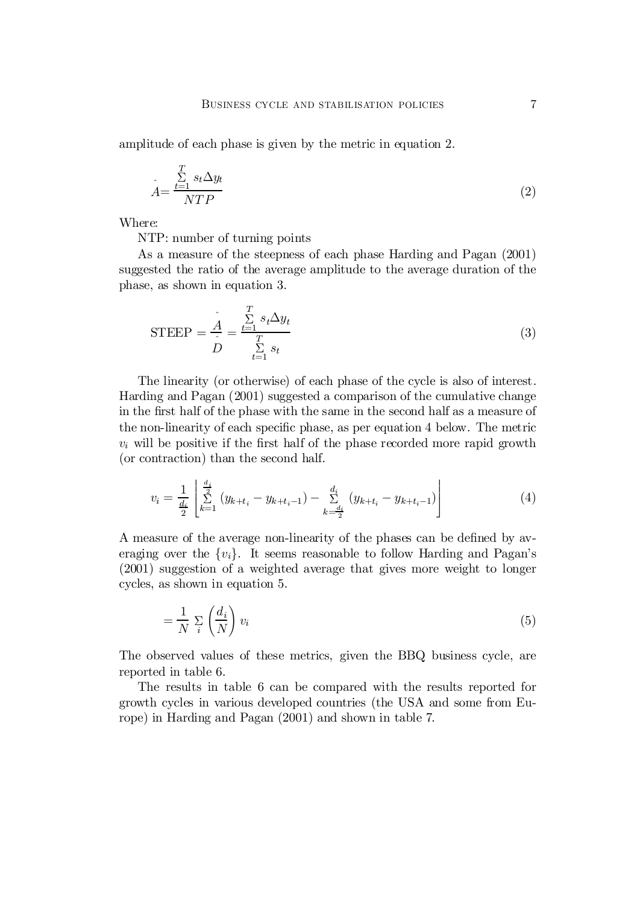amplitude of each phase is given by the metric in equation 2.

$$\hat{A} = \frac{\sum_{t=1}^{T} s_t \Delta y_t}{NTP} \tag{2}$$

Where:

NTP: number of turning points

As a measure of the steepness of each phase Harding and Pagan (2001) suggested the ratio of the average amplitude to the average duration of the phase, as shown in equation 3.

$$\text{STEEP} = \frac{\hat{A}}{\hat{D}} = \frac{\sum_{t=1}^{T} s_t \Delta y_t}{\sum_{t=1}^{T} s_t} \tag{3}$$

The linearity (or otherwise) of each phase of the cycle is also of interest. Harding and Pagan (2001) suggested a comparison of the cumulative change in the first half of the phase with the same in the second half as a measure of the non-linearity of each specific phase, as per equation 4 below. The metric $v_i$ will be positive if the first half of the phase recorded more rapid growth (or contraction) than the second half.

$$v_i = \frac{1}{\frac{d_i}{2}} \left[ \sum_{k=1}^{\frac{d_i}{2}} (y_{k+t_i} - y_{k+t_i-1}) - \sum_{k=\frac{d_i}{2}}^{d_i} (y_{k+t_i} - y_{k+t_i-1}) \right] \tag{4}$$

A measure of the average non-linearity of the phases can be defined by averaging over the $\{v_i\}$. It seems reasonable to follow Harding and Pagan's (2001) suggestion of a weighted average that gives more weight to longer cycles, as shown in equation 5.

$$= \frac{1}{N} \sum_i \left( \frac{d_i}{N} \right) v_i \tag{5}$$

The observed values of these metrics, given the BBQ business cycle, are reported in table 6.

The results in table 6 can be compared with the results reported for growth cycles in various developed countries (the USA and some from Europe) in Harding and Pagan (2001) and shown in table 7.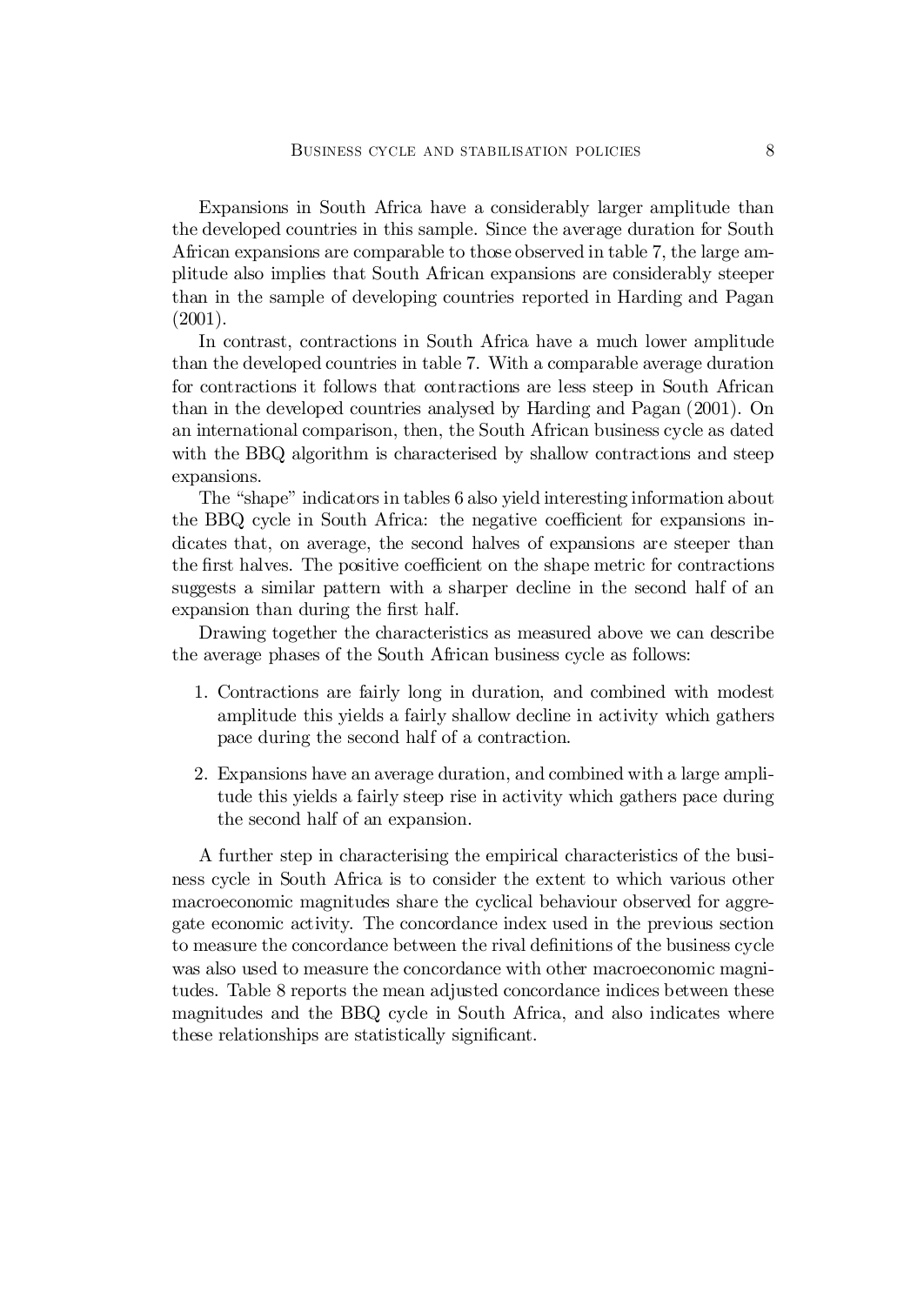Expansions in South Africa have a considerably larger amplitude than the developed countries in this sample. Since the average duration for South African expansions are comparable to those observed in table 7, the large amplitude also implies that South African expansions are considerably steeper than in the sample of developing countries reported in Harding and Pagan (2001).

In contrast, contractions in South Africa have a much lower amplitude than the developed countries in table 7. With a comparable average duration for contractions it follows that contractions are less steep in South African than in the developed countries analysed by Harding and Pagan (2001). On an international comparison, then, the South African business cycle as dated with the BBQ algorithm is characterised by shallow contractions and steep expansions.

The "shape" indicators in tables 6 also yield interesting information about the BBQ cycle in South Africa: the negative coefficient for expansions indicates that, on average, the second halves of expansions are steeper than the first halves. The positive coefficient on the shape metric for contractions suggests a similar pattern with a sharper decline in the second half of an expansion than during the first half.

Drawing together the characteristics as measured above we can describe the average phases of the South African business cycle as follows:

1. Contractions are fairly long in duration, and combined with modest amplitude this yields a fairly shallow decline in activity which gathers pace during the second half of a contraction.
2. Expansions have an average duration, and combined with a large amplitude this yields a fairly steep rise in activity which gathers pace during the second half of an expansion.

A further step in characterising the empirical characteristics of the business cycle in South Africa is to consider the extent to which various other macroeconomic magnitudes share the cyclical behaviour observed for aggregate economic activity. The concordance index used in the previous section to measure the concordance between the rival definitions of the business cycle was also used to measure the concordance with other macroeconomic magnitudes. Table 8 reports the mean adjusted concordance indices between these magnitudes and the BBQ cycle in South Africa, and also indicates where these relationships are statistically significant.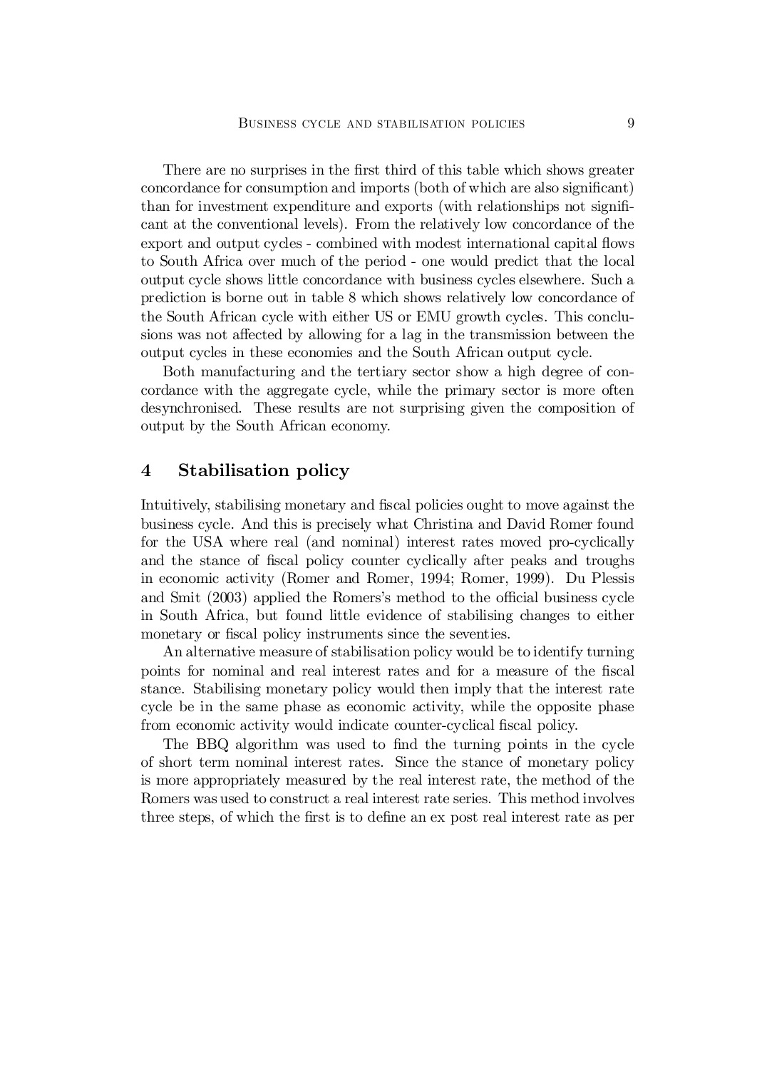There are no surprises in the first third of this table which shows greater concordance for consumption and imports (both of which are also significant) than for investment expenditure and exports (with relationships not significant at the conventional levels). From the relatively low concordance of the export and output cycles - combined with modest international capital flows to South Africa over much of the period - one would predict that the local output cycle shows little concordance with business cycles elsewhere. Such a prediction is borne out in table 8 which shows relatively low concordance of the South African cycle with either US or EMU growth cycles. This conclusions was not affected by allowing for a lag in the transmission between the output cycles in these economies and the South African output cycle.

Both manufacturing and the tertiary sector show a high degree of concordance with the aggregate cycle, while the primary sector is more often desynchronised. These results are not surprising given the composition of output by the South African economy.

## 4 Stabilisation policy

Intuitively, stabilising monetary and fiscal policies ought to move against the business cycle. And this is precisely what Christina and David Romer found for the USA where real (and nominal) interest rates moved pro-cyclically and the stance of fiscal policy counter cyclically after peaks and troughs in economic activity (Romer and Romer, 1994; Romer, 1999). Du Plessis and Smit (2003) applied the Romers's method to the official business cycle in South Africa, but found little evidence of stabilising changes to either monetary or fiscal policy instruments since the seventies.

An alternative measure of stabilisation policy would be to identify turning points for nominal and real interest rates and for a measure of the fiscal stance. Stabilising monetary policy would then imply that the interest rate cycle be in the same phase as economic activity, while the opposite phase from economic activity would indicate counter-cyclical fiscal policy.

The BBQ algorithm was used to find the turning points in the cycle of short term nominal interest rates. Since the stance of monetary policy is more appropriately measured by the real interest rate, the method of the Romers was used to construct a real interest rate series. This method involves three steps, of which the first is to define an ex post real interest rate as per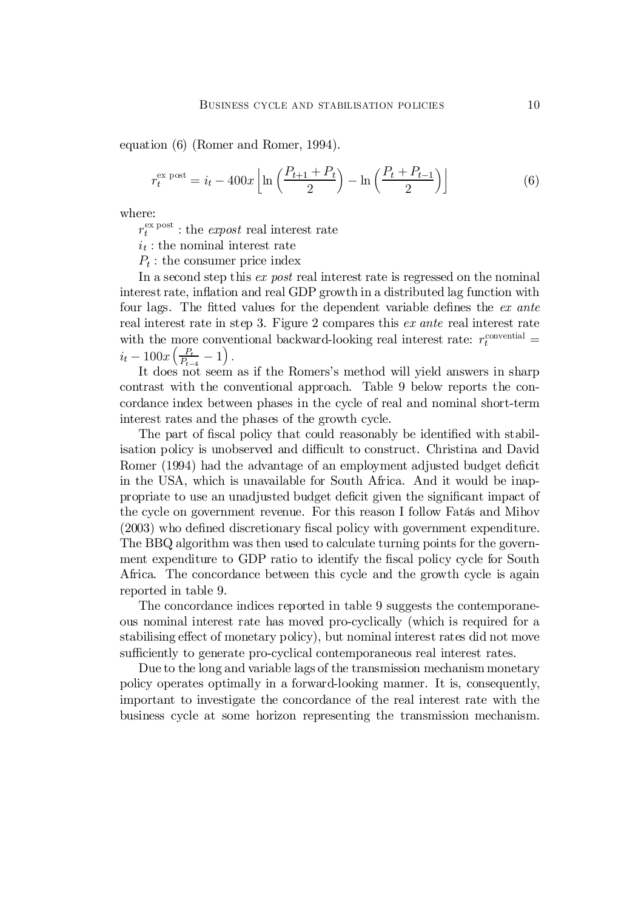equation (6) (Romer and Romer, 1994).

$$r_t^{\text{ex post}} = i_t - 400x \left[ \ln \left( \frac{P_{t+1} + P_t}{2} \right) - \ln \left( \frac{P_t + P_{t-1}}{2} \right) \right] \tag{6}$$

where:

$r_t^{\text{ex post}}$ : the *expost* real interest rate

$i_t$ : the nominal interest rate

$P_t$ : the consumer price index

In a second step this *ex post* real interest rate is regressed on the nominal interest rate, inflation and real GDP growth in a distributed lag function with four lags. The fitted values for the dependent variable defines the *ex ante* real interest rate in step 3. Figure 2 compares this *ex ante* real interest rate with the more conventional backward-looking real interest rate: $r_t^{\text{convential}} = i_t - 100x \left( \frac{P_t}{P_{t-4}} - 1 \right)$.

It does not seem as if the Romers's method will yield answers in sharp contrast with the conventional approach. Table 9 below reports the concordance index between phases in the cycle of real and nominal short-term interest rates and the phases of the growth cycle.

The part of fiscal policy that could reasonably be identified with stabilisation policy is unobserved and difficult to construct. Christina and David Romer (1994) had the advantage of an employment adjusted budget deficit in the USA, which is unavailable for South Africa. And it would be inappropriate to use an unadjusted budget deficit given the significant impact of the cycle on government revenue. For this reason I follow Fatás and Mihov (2003) who defined discretionary fiscal policy with government expenditure. The BBQ algorithm was then used to calculate turning points for the government expenditure to GDP ratio to identify the fiscal policy cycle for South Africa. The concordance between this cycle and the growth cycle is again reported in table 9.

The concordance indices reported in table 9 suggests the contemporaneous nominal interest rate has moved pro-cyclically (which is required for a stabilising effect of monetary policy), but nominal interest rates did not move sufficiently to generate pro-cyclical contemporaneous real interest rates.

Due to the long and variable lags of the transmission mechanism monetary policy operates optimally in a forward-looking manner. It is, consequently, important to investigate the concordance of the real interest rate with the business cycle at some horizon representing the transmission mechanism.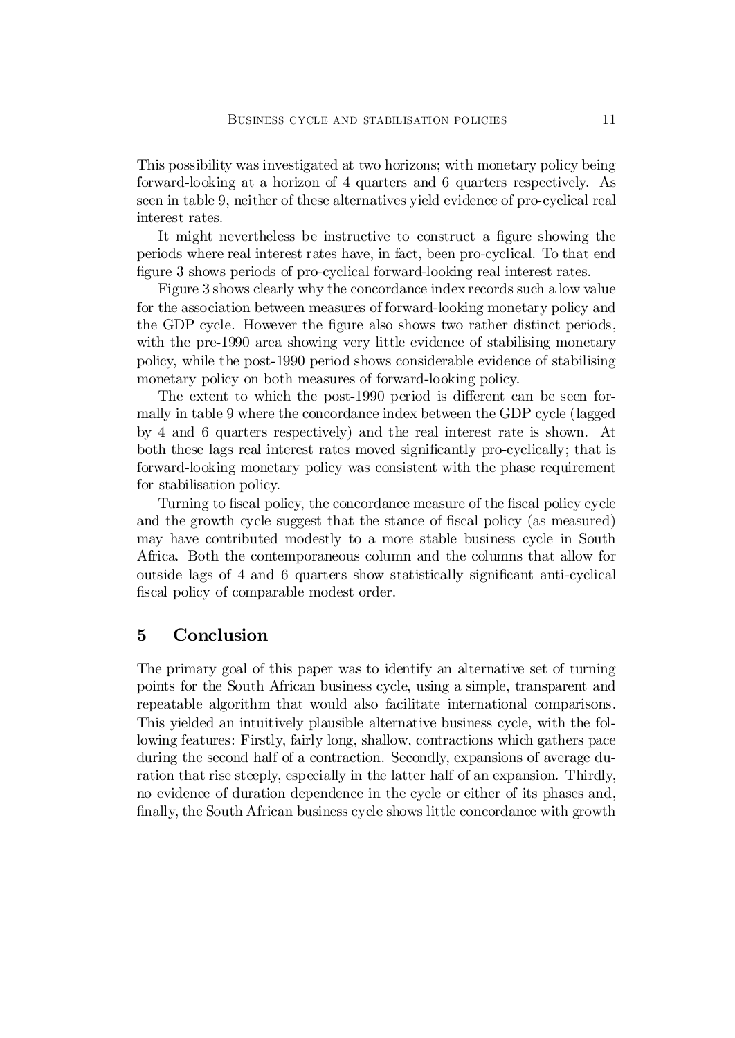This possibility was investigated at two horizons; with monetary policy being forward-looking at a horizon of 4 quarters and 6 quarters respectively. As seen in table 9, neither of these alternatives yield evidence of pro-cyclical real interest rates.

It might nevertheless be instructive to construct a figure showing the periods where real interest rates have, in fact, been pro-cyclical. To that end figure 3 shows periods of pro-cyclical forward-looking real interest rates.

Figure 3 shows clearly why the concordance index records such a low value for the association between measures of forward-looking monetary policy and the GDP cycle. However the figure also shows two rather distinct periods, with the pre-1990 area showing very little evidence of stabilising monetary policy, while the post-1990 period shows considerable evidence of stabilising monetary policy on both measures of forward-looking policy.

The extent to which the post-1990 period is different can be seen formally in table 9 where the concordance index between the GDP cycle (lagged by 4 and 6 quarters respectively) and the real interest rate is shown. At both these lags real interest rates moved significantly pro-cyclically; that is forward-looking monetary policy was consistent with the phase requirement for stabilisation policy.

Turning to fiscal policy, the concordance measure of the fiscal policy cycle and the growth cycle suggest that the stance of fiscal policy (as measured) may have contributed modestly to a more stable business cycle in South Africa. Both the contemporaneous column and the columns that allow for outside lags of 4 and 6 quarters show statistically significant anti-cyclical fiscal policy of comparable modest order.

## 5 Conclusion

The primary goal of this paper was to identify an alternative set of turning points for the South African business cycle, using a simple, transparent and repeatable algorithm that would also facilitate international comparisons. This yielded an intuitively plausible alternative business cycle, with the following features: Firstly, fairly long, shallow, contractions which gathers pace during the second half of a contraction. Secondly, expansions of average duration that rise steeply, especially in the latter half of an expansion. Thirdly, no evidence of duration dependence in the cycle or either of its phases and, finally, the South African business cycle shows little concordance with growth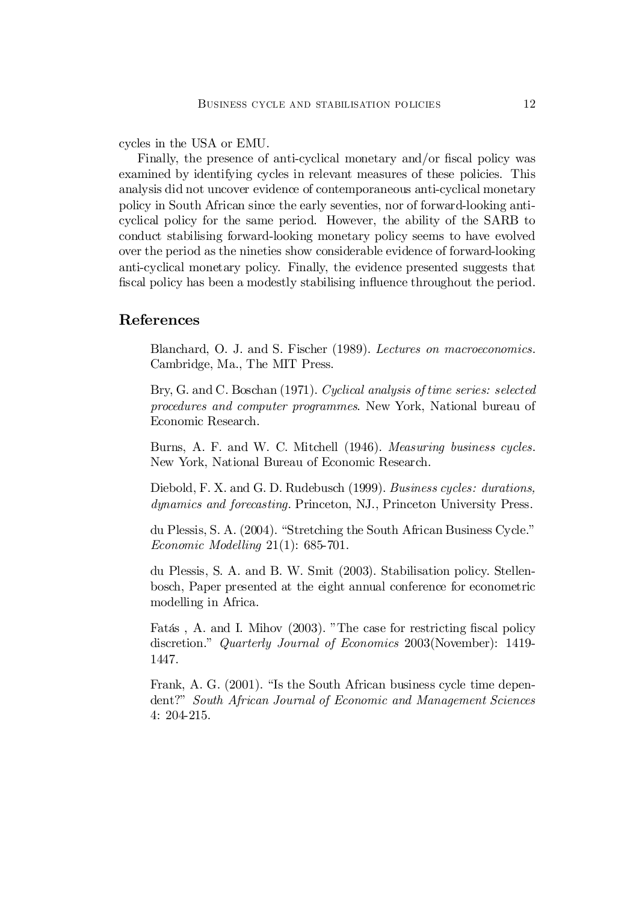cycles in the USA or EMU.

Finally, the presence of anti-cyclical monetary and/or fiscal policy was examined by identifying cycles in relevant measures of these policies. This analysis did not uncover evidence of contemporaneous anti-cyclical monetary policy in South African since the early seventies, nor of forward-looking anti-cyclical policy for the same period. However, the ability of the SARB to conduct stabilising forward-looking monetary policy seems to have evolved over the period as the nineties show considerable evidence of forward-looking anti-cyclical monetary policy. Finally, the evidence presented suggests that fiscal policy has been a modestly stabilising influence throughout the period.

## References

Blanchard, O. J. and S. Fischer (1989). *Lectures on macroeconomics*. Cambridge, Ma., The MIT Press.

Bry, G. and C. Boschan (1971). *Cyclical analysis of time series: selected procedures and computer programmes*. New York, National bureau of Economic Research.

Burns, A. F. and W. C. Mitchell (1946). *Measuring business cycles*. New York, National Bureau of Economic Research.

Diebold, F. X. and G. D. Rudebusch (1999). *Business cycles: durations, dynamics and forecasting*. Princeton, NJ., Princeton University Press.

du Plessis, S. A. (2004). "Stretching the South African Business Cycle." *Economic Modelling* 21(1): 685-701.

du Plessis, S. A. and B. W. Smit (2003). Stabilisation policy. Stellenbosch, Paper presented at the eight annual conference for econometric modelling in Africa.

Fatás , A. and I. Mihov (2003). "The case for restricting fiscal policy discretion." *Quarterly Journal of Economics* 2003(November): 1419-1447.

Frank, A. G. (2001). "Is the South African business cycle time dependent?" *South African Journal of Economic and Management Sciences* 4: 204-215.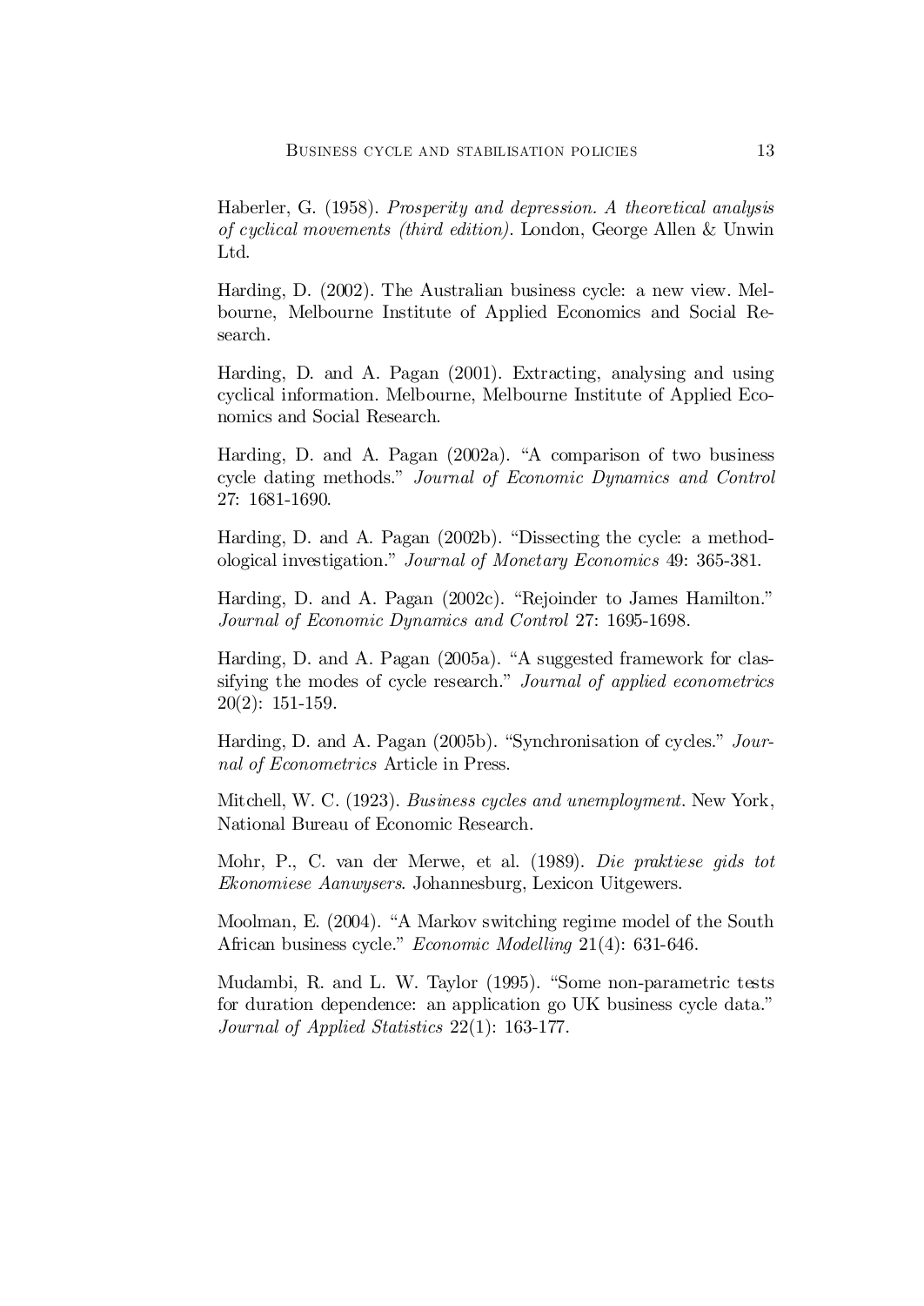Haberler, G. (1958). *Prosperity and depression. A theoretical analysis of cyclical movements (third edition)*. London, George Allen & Unwin Ltd.

Harding, D. (2002). The Australian business cycle: a new view. Melbourne, Melbourne Institute of Applied Economics and Social Research.

Harding, D. and A. Pagan (2001). Extracting, analysing and using cyclical information. Melbourne, Melbourne Institute of Applied Economics and Social Research.

Harding, D. and A. Pagan (2002a). "A comparison of two business cycle dating methods." *Journal of Economic Dynamics and Control* 27: 1681-1690.

Harding, D. and A. Pagan (2002b). "Dissecting the cycle: a methodological investigation." *Journal of Monetary Economics* 49: 365-381.

Harding, D. and A. Pagan (2002c). "Rejoinder to James Hamilton." *Journal of Economic Dynamics and Control* 27: 1695-1698.

Harding, D. and A. Pagan (2005a). "A suggested framework for classifying the modes of cycle research." *Journal of applied econometrics* 20(2): 151-159.

Harding, D. and A. Pagan (2005b). "Synchronisation of cycles." *Journal of Econometrics* Article in Press.

Mitchell, W. C. (1923). *Business cycles and unemployment*. New York, National Bureau of Economic Research.

Mohr, P., C. van der Merwe, et al. (1989). *Die praktiese gids tot Ekonomiese Aanwysers*. Johannesburg, Lexicon Uitgewers.

Moolman, E. (2004). "A Markov switching regime model of the South African business cycle." *Economic Modelling* 21(4): 631-646.

Mudambi, R. and L. W. Taylor (1995). "Some non-parametric tests for duration dependence: an application go UK business cycle data." *Journal of Applied Statistics* 22(1): 163-177.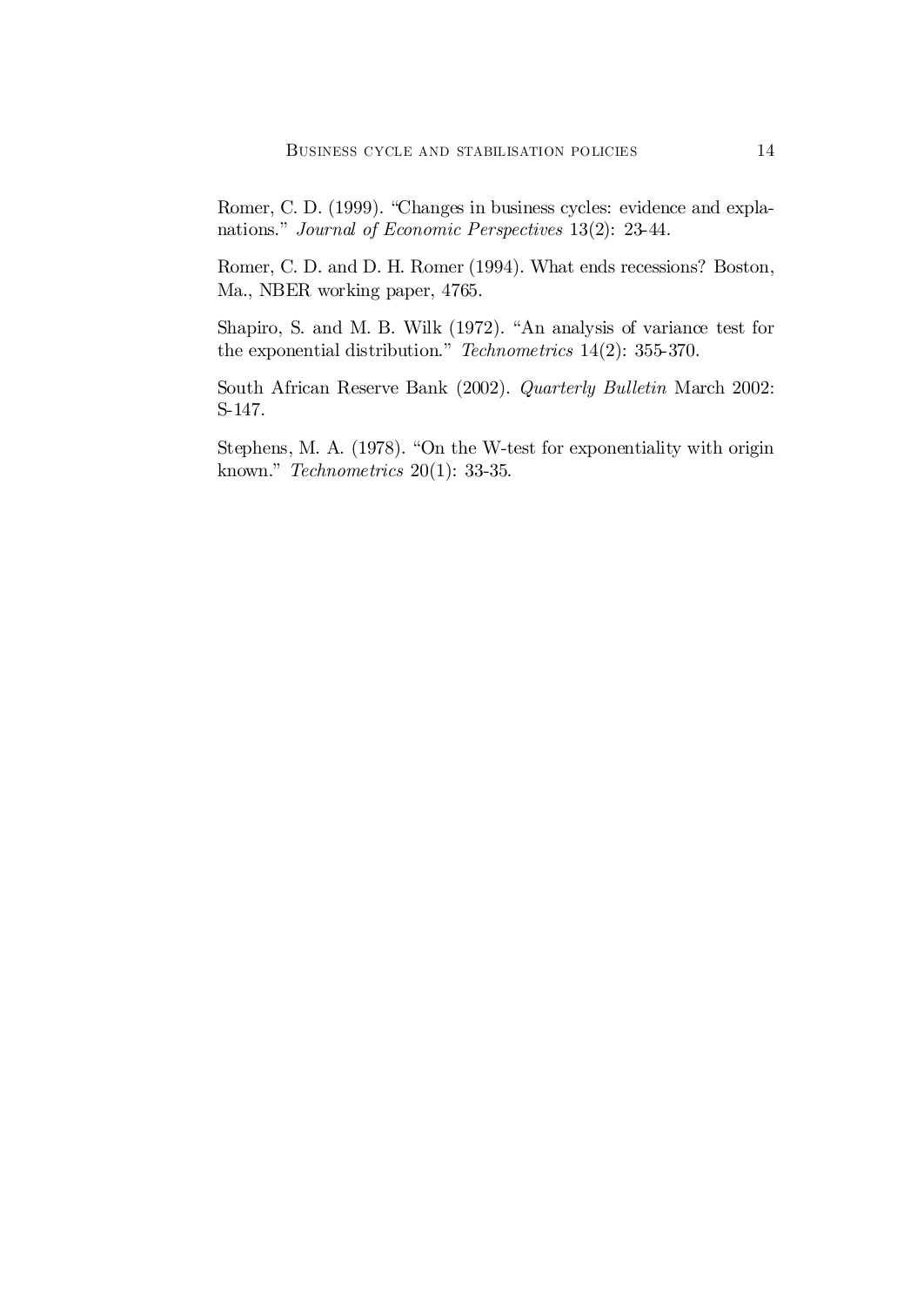Romer, C. D. (1999). "Changes in business cycles: evidence and explanations." *Journal of Economic Perspectives* 13(2): 23-44.

Romer, C. D. and D. H. Romer (1994). What ends recessions? Boston, Ma., NBER working paper, 4765.

Shapiro, S. and M. B. Wilk (1972). "An analysis of variance test for the exponential distribution." *Technometrics* 14(2): 355-370.

South African Reserve Bank (2002). *Quarterly Bulletin* March 2002: S-147.

Stephens, M. A. (1978). "On the W-test for exponentiality with origin known." *Technometrics* 20(1): 33-35.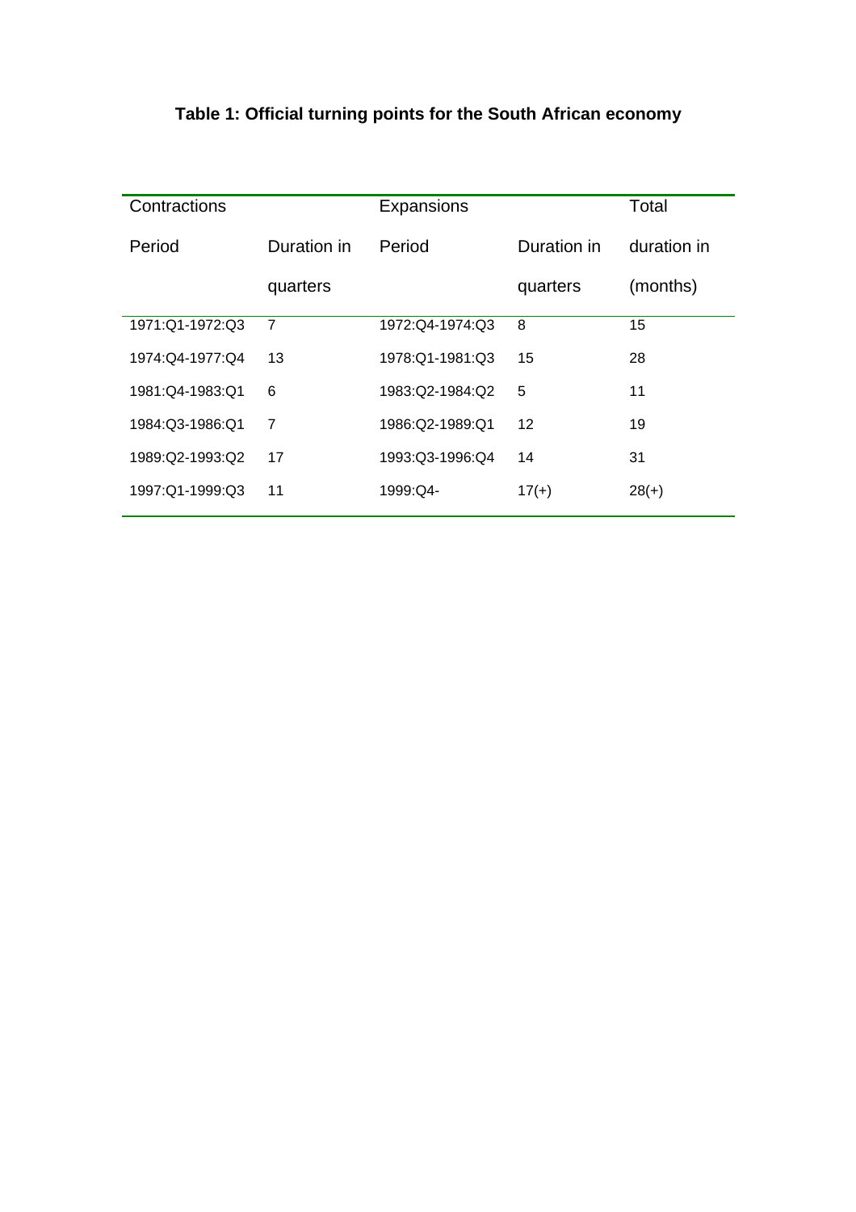**Table 1: Official turning points for the South African economy**

| Contractions | | Expansions | | Total |
|---|---|---|---|---|
| Period | Duration in quarters | Period | Duration in quarters | duration in (months) |
| 1971:Q1-1972:Q3 | 7 | 1972:Q4-1974:Q3 | 8 | 15 |
| 1974:Q4-1977:Q4 | 13 | 1978:Q1-1981:Q3 | 15 | 28 |
| 1981:Q4-1983:Q1 | 6 | 1983:Q2-1984:Q2 | 5 | 11 |
| 1984:Q3-1986:Q1 | 7 | 1986:Q2-1989:Q1 | 12 | 19 |
| 1989:Q2-1993:Q2 | 17 | 1993:Q3-1996:Q4 | 14 | 31 |
| 1997:Q1-1999:Q3 | 11 | 1999:Q4- | 17(+) | 28(+) |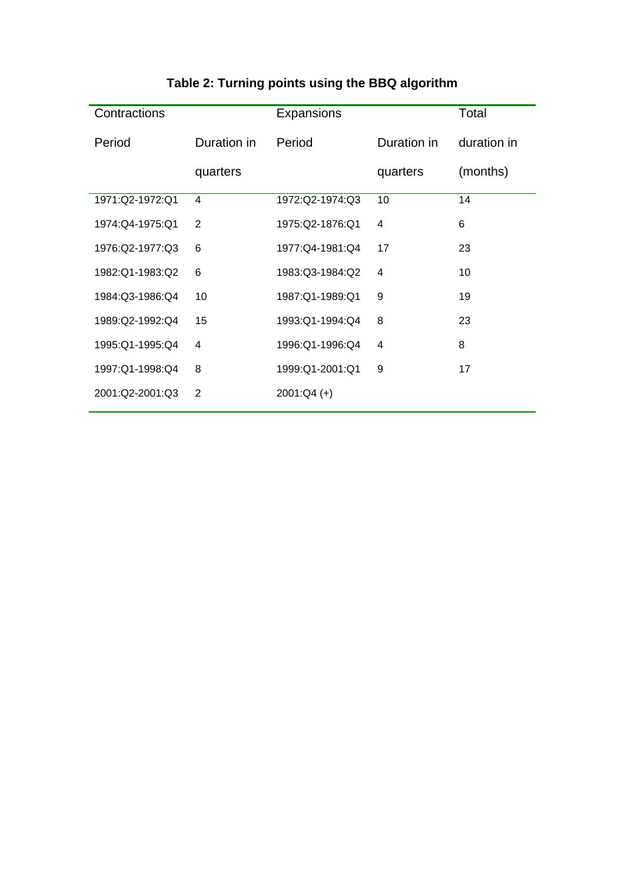**Table 2: Turning points using the BBQ algorithm**

| Contractions | | Expansions | | Total |
|---|---|---|---|---|
| Period | Duration in quarters | Period | Duration in quarters | duration in (months) |
| 1971:Q2-1972:Q1 | 4 | 1972:Q2-1974:Q3 | 10 | 14 |
| 1974:Q4-1975:Q1 | 2 | 1975:Q2-1876:Q1 | 4 | 6 |
| 1976:Q2-1977:Q3 | 6 | 1977:Q4-1981:Q4 | 17 | 23 |
| 1982:Q1-1983:Q2 | 6 | 1983:Q3-1984:Q2 | 4 | 10 |
| 1984:Q3-1986:Q4 | 10 | 1987:Q1-1989:Q1 | 9 | 19 |
| 1989:Q2-1992:Q4 | 15 | 1993:Q1-1994:Q4 | 8 | 23 |
| 1995:Q1-1995:Q4 | 4 | 1996:Q1-1996:Q4 | 4 | 8 |
| 1997:Q1-1998:Q4 | 8 | 1999:Q1-2001:Q1 | 9 | 17 |
| 2001:Q2-2001:Q3 | 2 | 2001:Q4 (+) | | |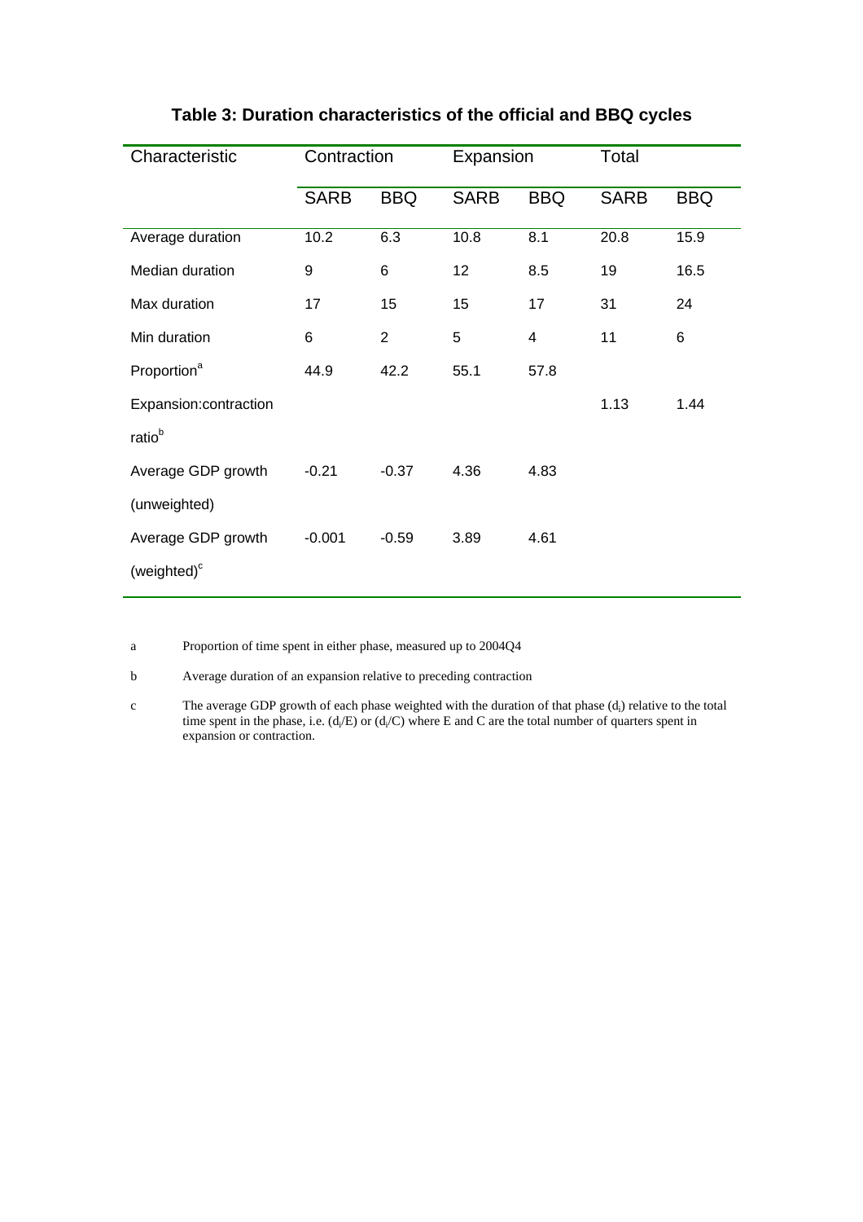**Table 3: Duration characteristics of the official and BBQ cycles**

| Characteristic | Contraction | | Expansion | | Total | |
|---|---|---|---|---|---|---|
| | SARB | BBQ | SARB | BBQ | SARB | BBQ |
| Average duration | 10.2 | 6.3 | 10.8 | 8.1 | 20.8 | 15.9 |
| Median duration | 9 | 6 | 12 | 8.5 | 19 | 16.5 |
| Max duration | 17 | 15 | 15 | 17 | 31 | 24 |
| Min duration | 6 | 2 | 5 | 4 | 11 | 6 |
| Proportion[a] | 44.9 | 42.2 | 55.1 | 57.8 | | |
| Expansion:contraction ratio[b] | | | | | 1.13 | 1.44 |
| Average GDP growth (unweighted) | -0.21 | -0.37 | 4.36 | 4.83 | | |
| Average GDP growth (weighted)[c] | -0.001 | -0.59 | 3.89 | 4.61 | | |

a Proportion of time spent in either phase, measured up to 2004Q4

b Average duration of an expansion relative to preceding contraction

c The average GDP growth of each phase weighted with the duration of that phase ($d_i$) relative to the total time spent in the phase, i.e. ($d_i/E$) or ($d_i/C$) where E and C are the total number of quarters spent in expansion or contraction.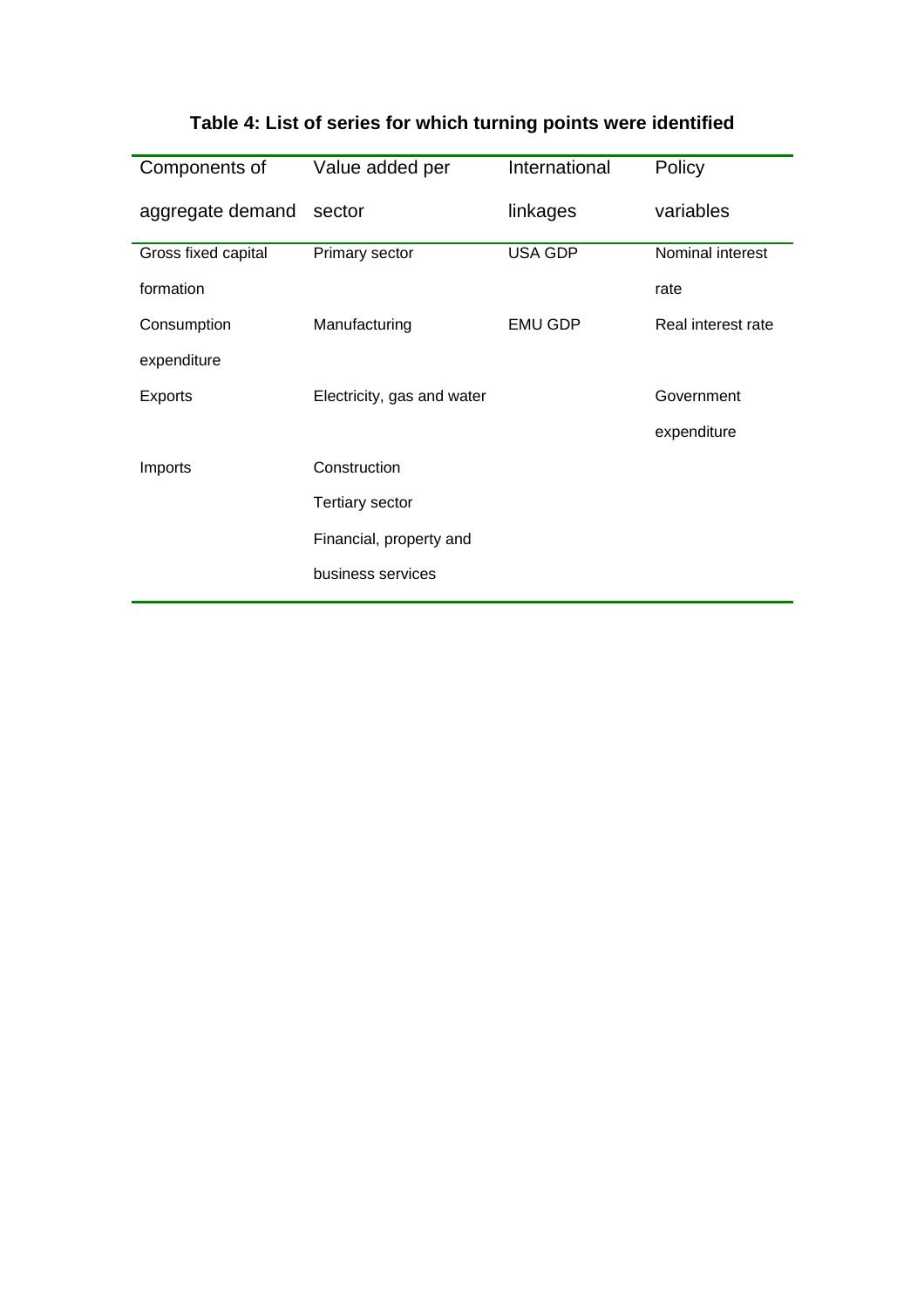**Table 4: List of series for which turning points were identified**

| Components of aggregate demand | Value added per sector | International linkages | Policy variables |
|---|---|---|---|
| Gross fixed capital formation | Primary sector | USA GDP | Nominal interest rate |
| Consumption expenditure | Manufacturing | EMU GDP | Real interest rate |
| Exports | Electricity, gas and water | | Government expenditure |
| Imports | Construction | | |
| | Tertiary sector | | |
| | Financial, property and business services | | |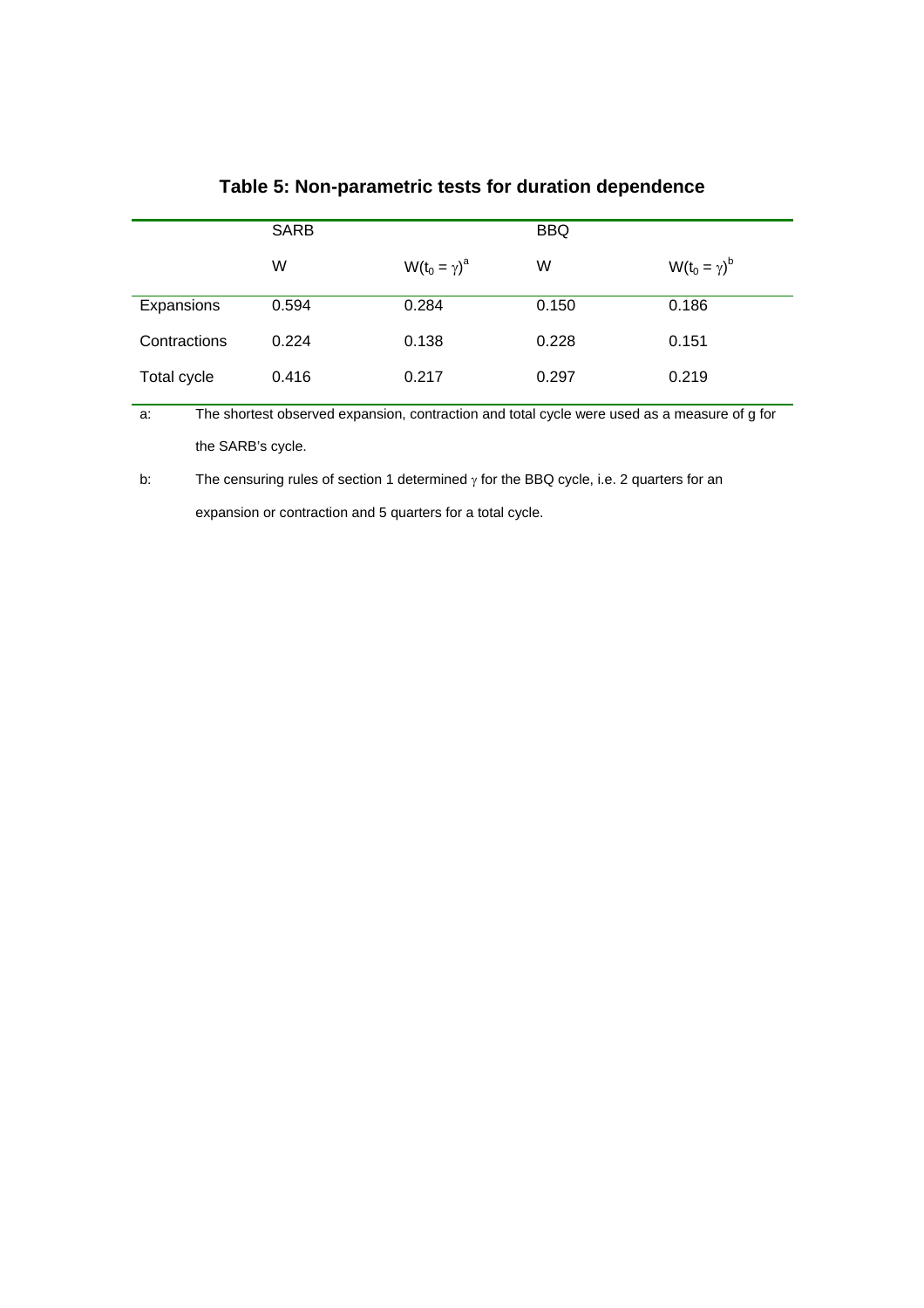# Table 5: Non-parametric tests for duration dependence

| | SARB | | BBQ | |
|---|---|---|---|---|
| | W | $W(t_0 = \gamma)$[a] | W | $W(t_0 = \gamma)$[b] |
| Expansions | 0.594 | 0.284 | 0.150 | 0.186 |
| Contractions | 0.224 | 0.138 | 0.228 | 0.151 |
| Total cycle | 0.416 | 0.217 | 0.297 | 0.219 |

a: The shortest observed expansion, contraction and total cycle were used as a measure of g for the SARB's cycle.

b: The censuring rules of section 1 determined $\gamma$ for the BBQ cycle, i.e. 2 quarters for an expansion or contraction and 5 quarters for a total cycle.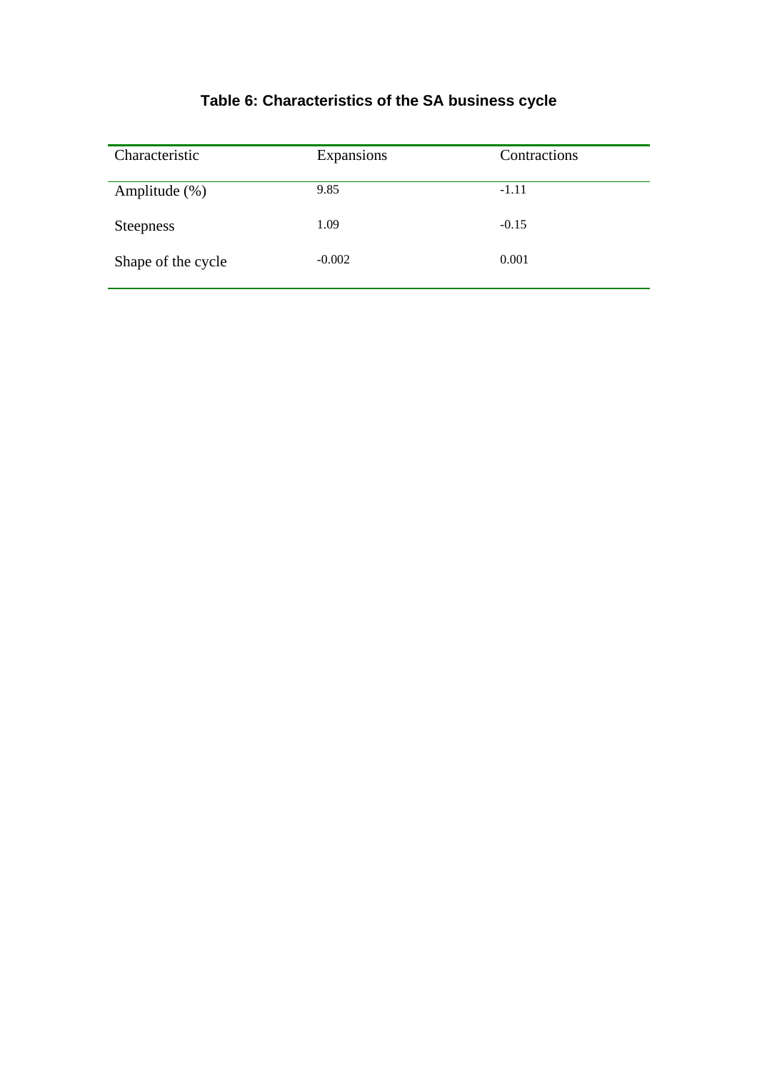**Table 6: Characteristics of the SA business cycle**

| Characteristic | Expansions | Contractions |
| --- | --- | --- |
| Amplitude (%) | 9.85 | -1.11 |
| Steepness | 1.09 | -0.15 |
| Shape of the cycle | -0.002 | 0.001 |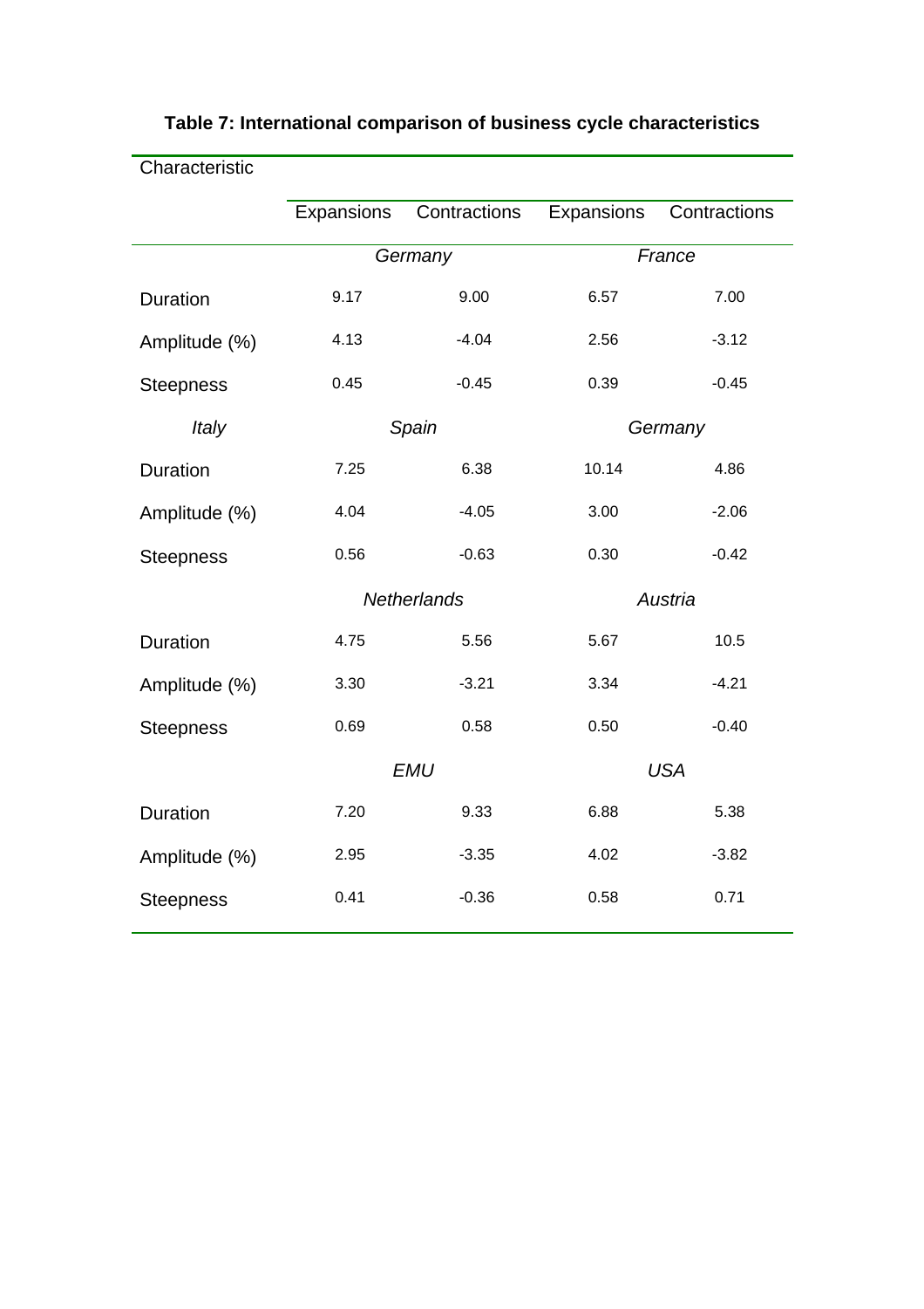**Table 7: International comparison of business cycle characteristics**

| Characteristic | | | | |
|---|---|---|---|---|
| | Expansions | Contractions | Expansions | Contractions |
| | *Germany* | | *France* | |
| Duration | 9.17 | 9.00 | 6.57 | 7.00 |
| Amplitude (%) | 4.13 | -4.04 | 2.56 | -3.12 |
| Steepness | 0.45 | -0.45 | 0.39 | -0.45 |
| *Italy* | *Spain* | | *Germany* | |
| Duration | 7.25 | 6.38 | 10.14 | 4.86 |
| Amplitude (%) | 4.04 | -4.05 | 3.00 | -2.06 |
| Steepness | 0.56 | -0.63 | 0.30 | -0.42 |
| | *Netherlands* | | *Austria* | |
| Duration | 4.75 | 5.56 | 5.67 | 10.5 |
| Amplitude (%) | 3.30 | -3.21 | 3.34 | -4.21 |
| Steepness | 0.69 | 0.58 | 0.50 | -0.40 |
| | *EMU* | | *USA* | |
| Duration | 7.20 | 9.33 | 6.88 | 5.38 |
| Amplitude (%) | 2.95 | -3.35 | 4.02 | -3.82 |
| Steepness | 0.41 | -0.36 | 0.58 | 0.71 |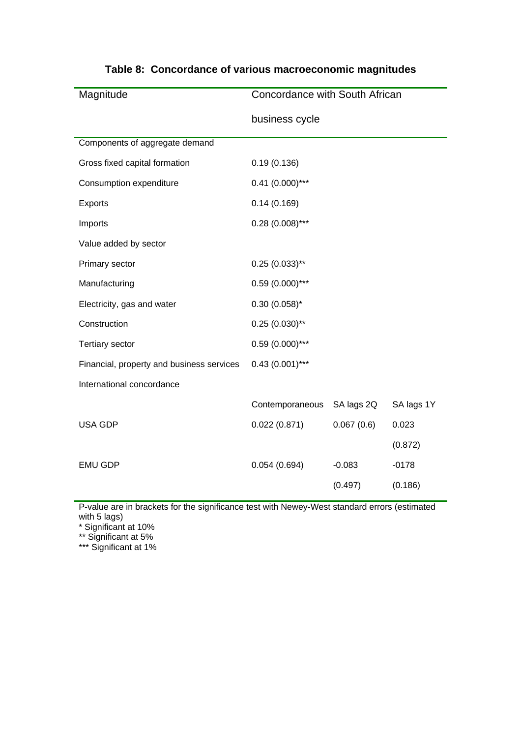## Table 8: Concordance of various macroeconomic magnitudes

| Magnitude | Concordance with South African business cycle | | |
|---|---|---|---|
| Components of aggregate demand | | | |
| Gross fixed capital formation | 0.19 (0.136) | | |
| Consumption expenditure | 0.41 (0.000)*** | | |
| Exports | 0.14 (0.169) | | |
| Imports | 0.28 (0.008)*** | | |
| Value added by sector | | | |
| Primary sector | 0.25 (0.033)** | | |
| Manufacturing | 0.59 (0.000)*** | | |
| Electricity, gas and water | 0.30 (0.058)* | | |
| Construction | 0.25 (0.030)** | | |
| Tertiary sector | 0.59 (0.000)*** | | |
| Financial, property and business services | 0.43 (0.001)*** | | |
| International concordance | | | |
| | Contemporaneous | SA lags 2Q | SA lags 1Y |
| USA GDP | 0.022 (0.871) | 0.067 (0.6) | 0.023 (0.872) |
| EMU GDP | 0.054 (0.694) | -0.083 (0.497) | -0178 (0.186) |

P-value are in brackets for the significance test with Newey-West standard errors (estimated with 5 lags)
* Significant at 10%
** Significant at 5%
*** Significant at 1%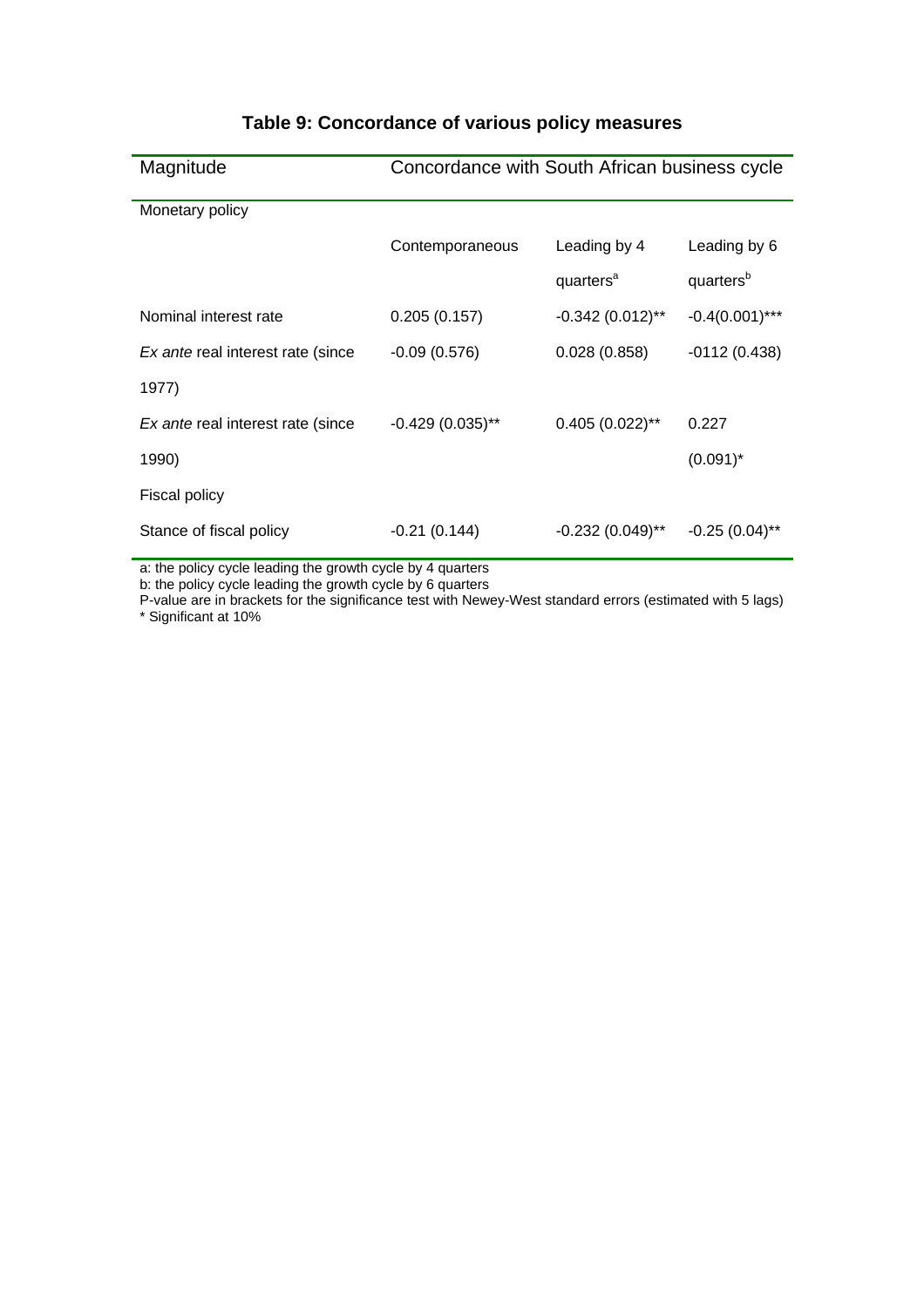**Table 9: Concordance of various policy measures**

| Magnitude | Concordance with South African business cycle | | |
|---|---|---|---|
| Monetary policy | | | |
| | Contemporaneous | Leading by 4 quarters[a] | Leading by 6 quarters[b] |
| Nominal interest rate | 0.205 (0.157) | -0.342 (0.012)** | -0.4(0.001)*** |
| *Ex ante* real interest rate (since 1977) | -0.09 (0.576) | 0.028 (0.858) | -0112 (0.438) |
| *Ex ante* real interest rate (since 1990) | -0.429 (0.035)** | 0.405 (0.022)** | 0.227 (0.091)* |
| Fiscal policy | | | |
| Stance of fiscal policy | -0.21 (0.144) | -0.232 (0.049)** | -0.25 (0.04)** |

a: the policy cycle leading the growth cycle by 4 quarters
b: the policy cycle leading the growth cycle by 6 quarters
P-value are in brackets for the significance test with Newey-West standard errors (estimated with 5 lags)
* Significant at 10%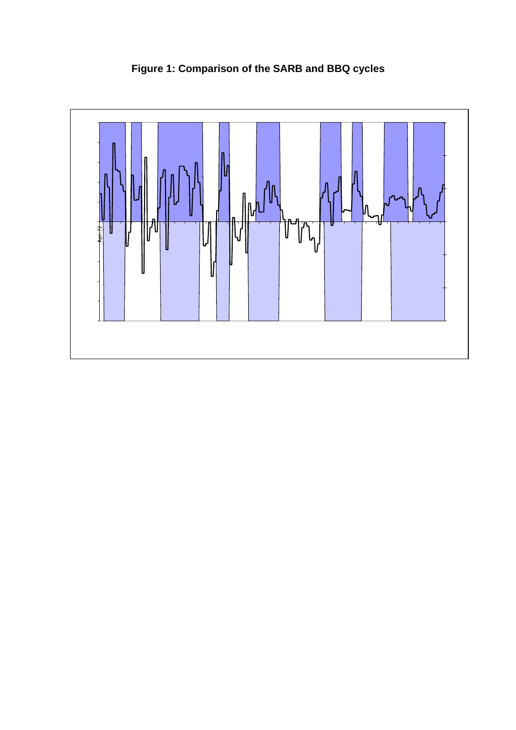**Figure 1: Comparison of the SARB and BBQ cycles**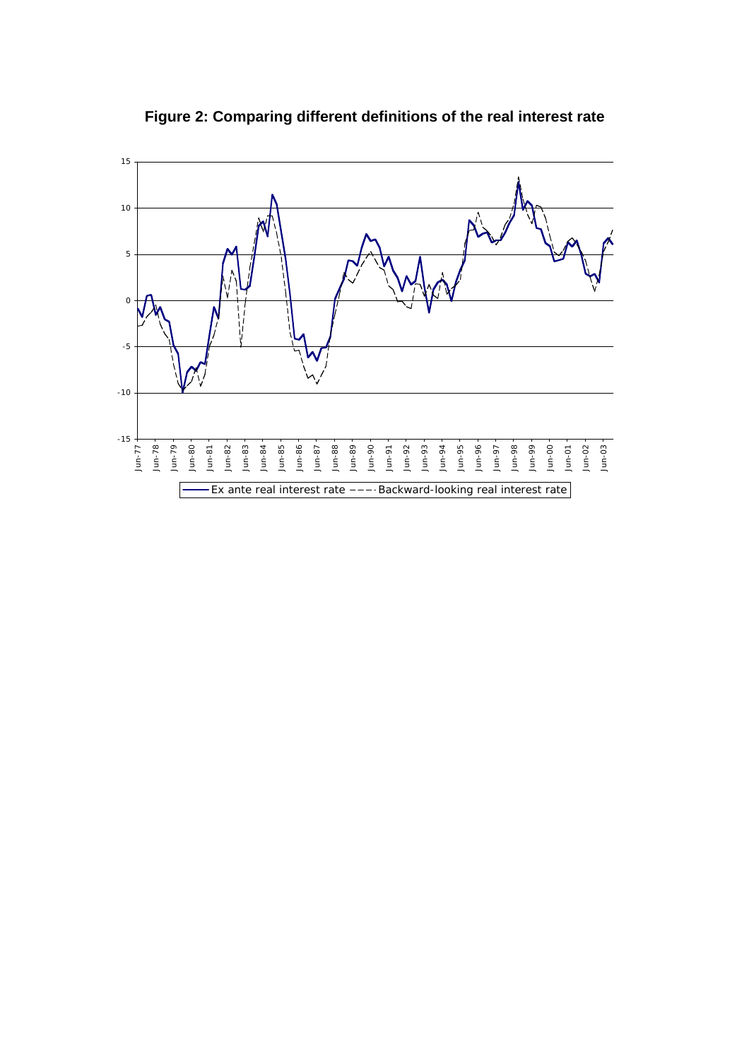**Figure 2: Comparing different definitions of the real interest rate**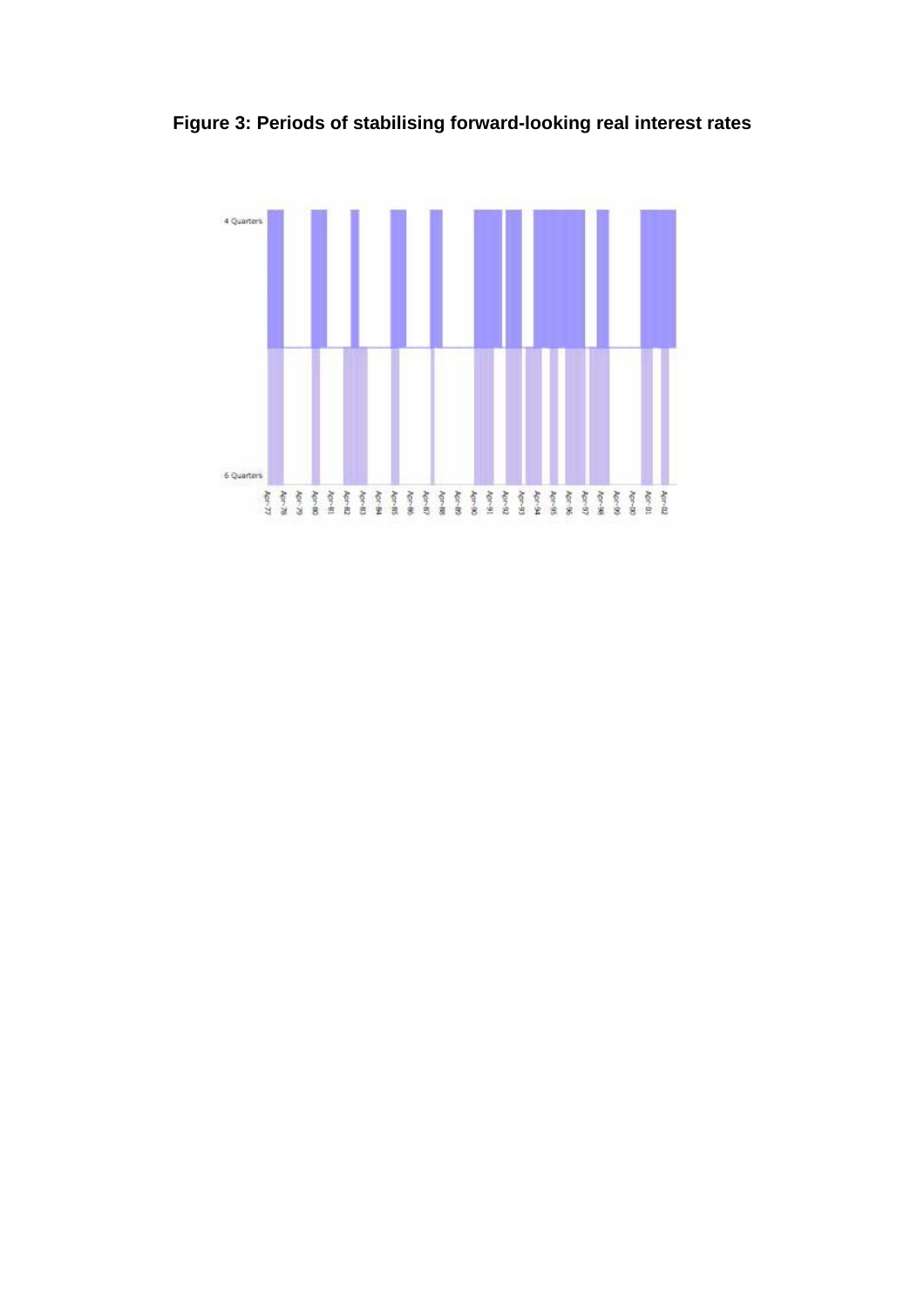**Figure 3: Periods of stabilising forward-looking real interest rates**

4 Quarters

6 Quarters

Apr-77 Apr-78 Apr-79 Apr-80 Apr-81 Apr-82 Apr-83 Apr-84 Apr-85 Apr-86 Apr-87 Apr-88 Apr-89 Apr-90 Apr-91 Apr-92 Apr-93 Apr-94 Apr-95 Apr-96 Apr-97 Apr-98 Apr-99 Apr-00 Apr-01 Apr-02